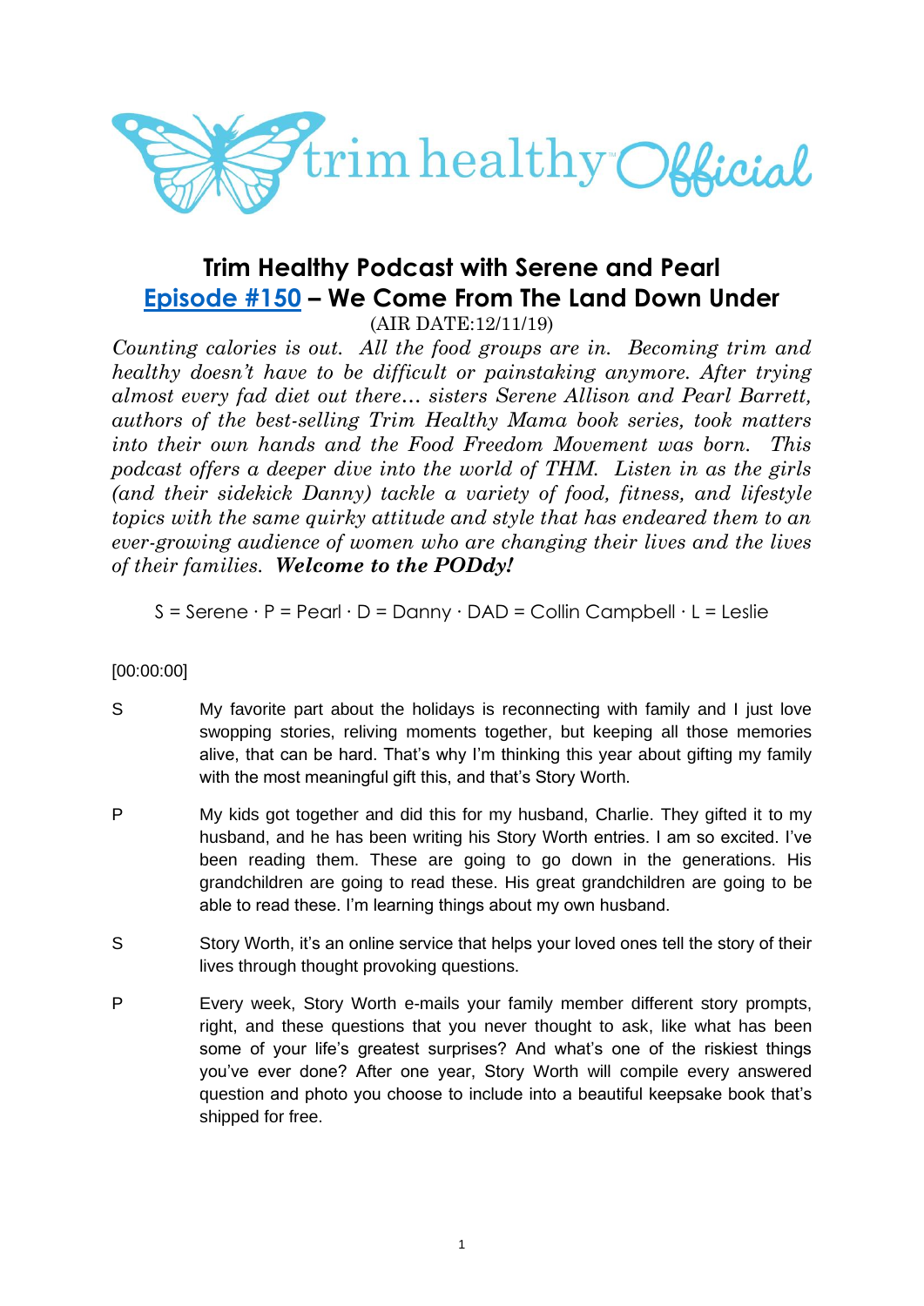# Trim Healthy Podcast with Serene and Pearl

## Episode #150 – We Come From The Land Down Under

(AIR DATE:12/11/19)

*Counting calories is out. All the food groups are in. Becoming trim and healthy doesn't have to be difficult or painstaking anymore. After trying almost every fad diet out there… sisters Serene Allison and Pearl Barrett, authors of the best-selling Trim Healthy Mama book series, took matters into their own hands and the Food Freedom Movement was born. This podcast offers a deeper dive into the world of THM. Listen in as the girls (and their sidekick Danny) tackle a variety of food, fitness, and lifestyle topics with the same quirky attitude and style that has endeared them to an ever-growing audience of women who are changing their lives and the lives of their families.* ***Welcome to the PODdy!***

S = Serene · P = Pearl · D = Danny · DAD = Collin Campbell · L = Leslie

[00:00:00]

S: My favorite part about the holidays is reconnecting with family and I just love swopping stories, reliving moments together, but keeping all those memories alive, that can be hard. That's why I'm thinking this year about gifting my family with the most meaningful gift this, and that's Story Worth.

P: My kids got together and did this for my husband, Charlie. They gifted it to my husband, and he has been writing his Story Worth entries. I am so excited. I've been reading them. These are going to go down in the generations. His grandchildren are going to read these. His great grandchildren are going to be able to read these. I'm learning things about my own husband.

S: Story Worth, it's an online service that helps your loved ones tell the story of their lives through thought provoking questions.

P: Every week, Story Worth e-mails your family member different story prompts, right, and these questions that you never thought to ask, like what has been some of your life's greatest surprises? And what's one of the riskiest things you've ever done? After one year, Story Worth will compile every answered question and photo you choose to include into a beautiful keepsake book that's shipped for free.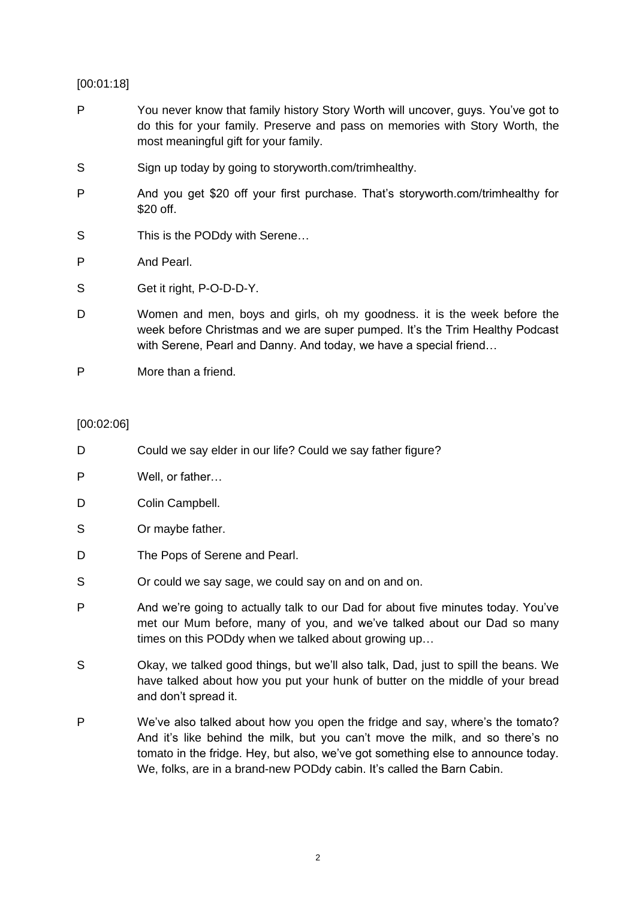[00:01:18]

P You never know that family history Story Worth will uncover, guys. You've got to do this for your family. Preserve and pass on memories with Story Worth, the most meaningful gift for your family.

S Sign up today by going to storyworth.com/trimhealthy.

P And you get $20 off your first purchase. That's storyworth.com/trimhealthy for $20 off.

S This is the PODdy with Serene…

P And Pearl.

S Get it right, P-O-D-D-Y.

D Women and men, boys and girls, oh my goodness. it is the week before the week before Christmas and we are super pumped. It's the Trim Healthy Podcast with Serene, Pearl and Danny. And today, we have a special friend…

P More than a friend.

[00:02:06]

D Could we say elder in our life? Could we say father figure?

P Well, or father…

D Colin Campbell.

S Or maybe father.

D The Pops of Serene and Pearl.

S Or could we say sage, we could say on and on and on.

P And we're going to actually talk to our Dad for about five minutes today. You've met our Mum before, many of you, and we've talked about our Dad so many times on this PODdy when we talked about growing up…

S Okay, we talked good things, but we'll also talk, Dad, just to spill the beans. We have talked about how you put your hunk of butter on the middle of your bread and don't spread it.

P We've also talked about how you open the fridge and say, where's the tomato? And it's like behind the milk, but you can't move the milk, and so there's no tomato in the fridge. Hey, but also, we've got something else to announce today. We, folks, are in a brand-new PODdy cabin. It's called the Barn Cabin.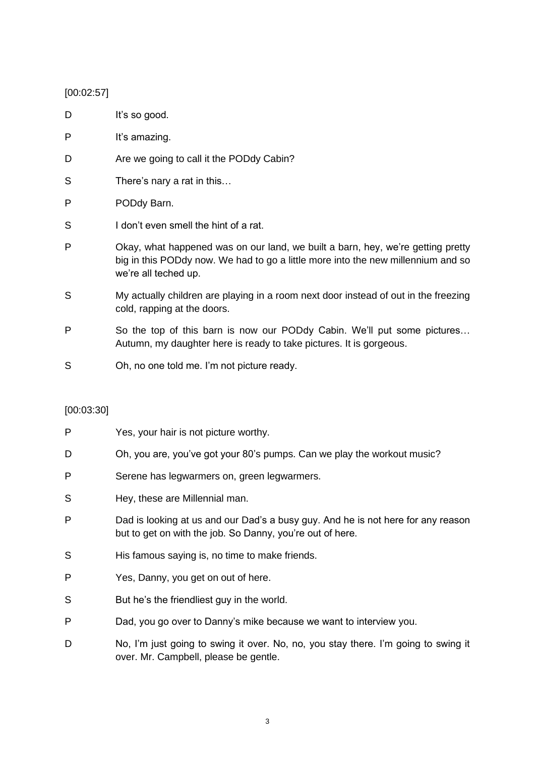[00:02:57]

D It's so good.

P It's amazing.

D Are we going to call it the PODdy Cabin?

S There's nary a rat in this…

P PODdy Barn.

S I don't even smell the hint of a rat.

P Okay, what happened was on our land, we built a barn, hey, we're getting pretty big in this PODdy now. We had to go a little more into the new millennium and so we're all teched up.

S My actually children are playing in a room next door instead of out in the freezing cold, rapping at the doors.

P So the top of this barn is now our PODdy Cabin. We'll put some pictures… Autumn, my daughter here is ready to take pictures. It is gorgeous.

S Oh, no one told me. I'm not picture ready.

[00:03:30]

P Yes, your hair is not picture worthy.

D Oh, you are, you've got your 80's pumps. Can we play the workout music?

P Serene has legwarmers on, green legwarmers.

S Hey, these are Millennial man.

P Dad is looking at us and our Dad's a busy guy. And he is not here for any reason but to get on with the job. So Danny, you're out of here.

S His famous saying is, no time to make friends.

P Yes, Danny, you get on out of here.

S But he's the friendliest guy in the world.

P Dad, you go over to Danny's mike because we want to interview you.

D No, I'm just going to swing it over. No, no, you stay there. I'm going to swing it over. Mr. Campbell, please be gentle.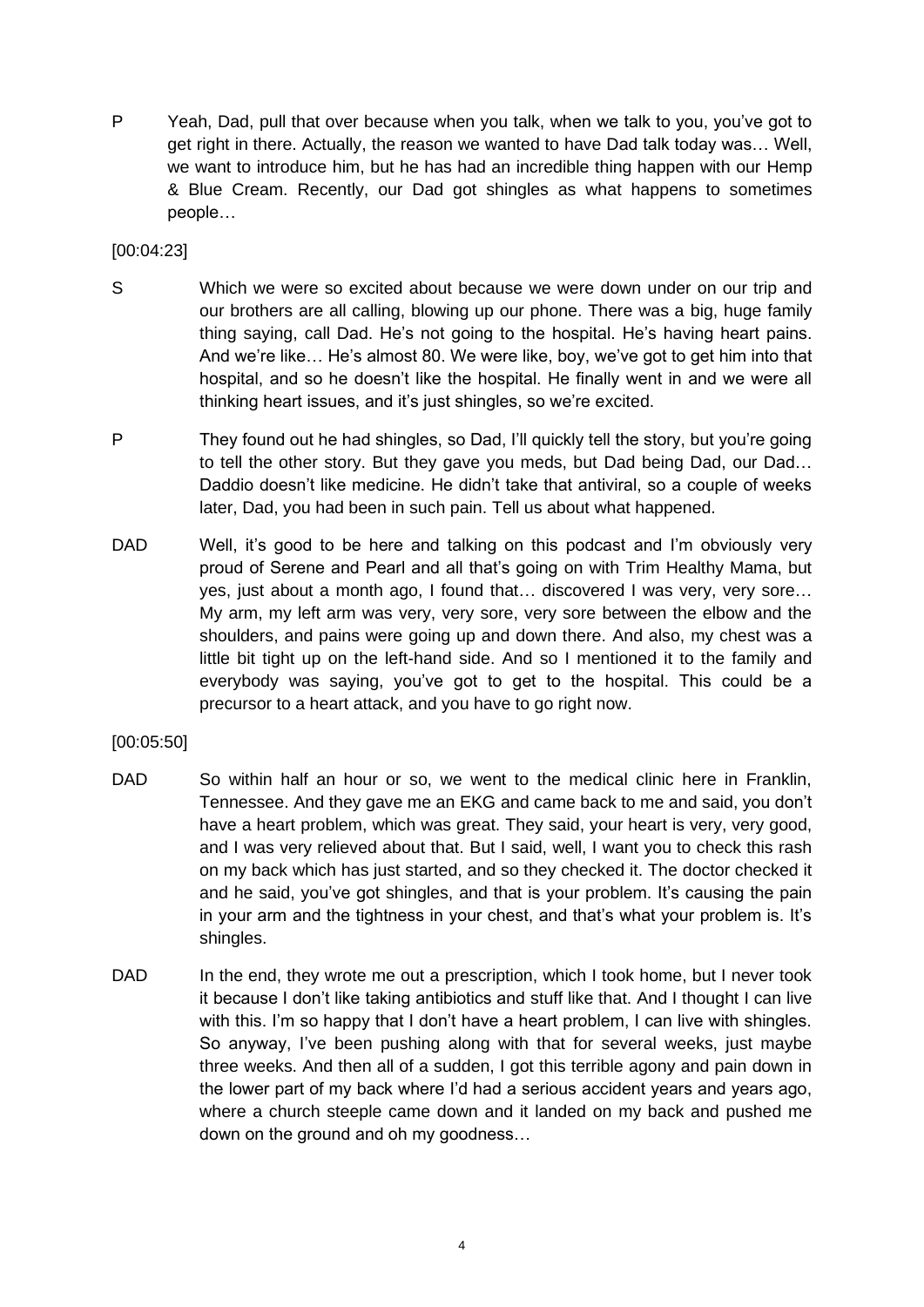P Yeah, Dad, pull that over because when you talk, when we talk to you, you've got to get right in there. Actually, the reason we wanted to have Dad talk today was… Well, we want to introduce him, but he has had an incredible thing happen with our Hemp & Blue Cream. Recently, our Dad got shingles as what happens to sometimes people…

[00:04:23]

S Which we were so excited about because we were down under on our trip and our brothers are all calling, blowing up our phone. There was a big, huge family thing saying, call Dad. He's not going to the hospital. He's having heart pains. And we're like… He's almost 80. We were like, boy, we've got to get him into that hospital, and so he doesn't like the hospital. He finally went in and we were all thinking heart issues, and it's just shingles, so we're excited.

P They found out he had shingles, so Dad, I'll quickly tell the story, but you're going to tell the other story. But they gave you meds, but Dad being Dad, our Dad… Daddio doesn't like medicine. He didn't take that antiviral, so a couple of weeks later, Dad, you had been in such pain. Tell us about what happened.

DAD Well, it's good to be here and talking on this podcast and I'm obviously very proud of Serene and Pearl and all that's going on with Trim Healthy Mama, but yes, just about a month ago, I found that… discovered I was very, very sore… My arm, my left arm was very, very sore, very sore between the elbow and the shoulders, and pains were going up and down there. And also, my chest was a little bit tight up on the left-hand side. And so I mentioned it to the family and everybody was saying, you've got to get to the hospital. This could be a precursor to a heart attack, and you have to go right now.

[00:05:50]

DAD So within half an hour or so, we went to the medical clinic here in Franklin, Tennessee. And they gave me an EKG and came back to me and said, you don't have a heart problem, which was great. They said, your heart is very, very good, and I was very relieved about that. But I said, well, I want you to check this rash on my back which has just started, and so they checked it. The doctor checked it and he said, you've got shingles, and that is your problem. It's causing the pain in your arm and the tightness in your chest, and that's what your problem is. It's shingles.

DAD In the end, they wrote me out a prescription, which I took home, but I never took it because I don't like taking antibiotics and stuff like that. And I thought I can live with this. I'm so happy that I don't have a heart problem, I can live with shingles. So anyway, I've been pushing along with that for several weeks, just maybe three weeks. And then all of a sudden, I got this terrible agony and pain down in the lower part of my back where I'd had a serious accident years and years ago, where a church steeple came down and it landed on my back and pushed me down on the ground and oh my goodness…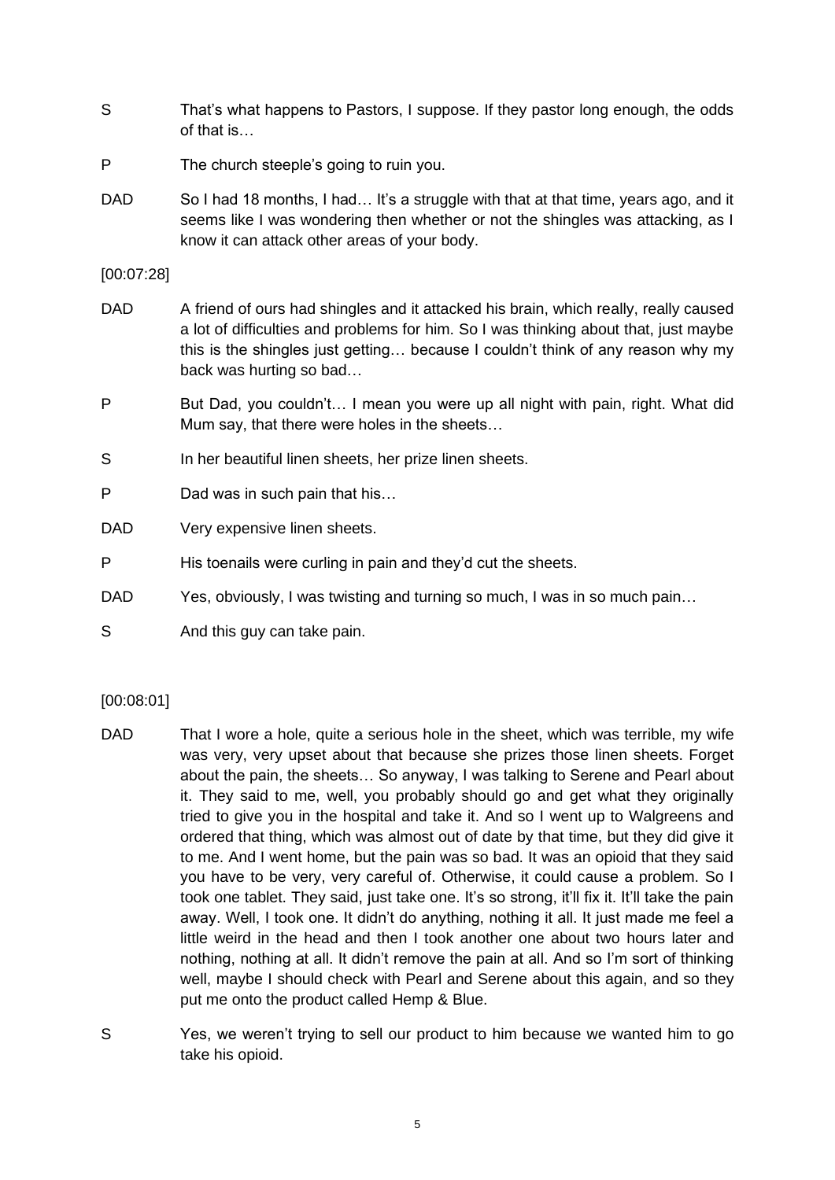S That's what happens to Pastors, I suppose. If they pastor long enough, the odds of that is…

P The church steeple's going to ruin you.

DAD So I had 18 months, I had… It's a struggle with that at that time, years ago, and it seems like I was wondering then whether or not the shingles was attacking, as I know it can attack other areas of your body.

[00:07:28]

DAD A friend of ours had shingles and it attacked his brain, which really, really caused a lot of difficulties and problems for him. So I was thinking about that, just maybe this is the shingles just getting… because I couldn't think of any reason why my back was hurting so bad…

P But Dad, you couldn't… I mean you were up all night with pain, right. What did Mum say, that there were holes in the sheets…

S In her beautiful linen sheets, her prize linen sheets.

P Dad was in such pain that his…

DAD Very expensive linen sheets.

P His toenails were curling in pain and they'd cut the sheets.

DAD Yes, obviously, I was twisting and turning so much, I was in so much pain…

S And this guy can take pain.

[00:08:01]

DAD That I wore a hole, quite a serious hole in the sheet, which was terrible, my wife was very, very upset about that because she prizes those linen sheets. Forget about the pain, the sheets… So anyway, I was talking to Serene and Pearl about it. They said to me, well, you probably should go and get what they originally tried to give you in the hospital and take it. And so I went up to Walgreens and ordered that thing, which was almost out of date by that time, but they did give it to me. And I went home, but the pain was so bad. It was an opioid that they said you have to be very, very careful of. Otherwise, it could cause a problem. So I took one tablet. They said, just take one. It's so strong, it'll fix it. It'll take the pain away. Well, I took one. It didn't do anything, nothing it all. It just made me feel a little weird in the head and then I took another one about two hours later and nothing, nothing at all. It didn't remove the pain at all. And so I'm sort of thinking well, maybe I should check with Pearl and Serene about this again, and so they put me onto the product called Hemp & Blue.

S Yes, we weren't trying to sell our product to him because we wanted him to go take his opioid.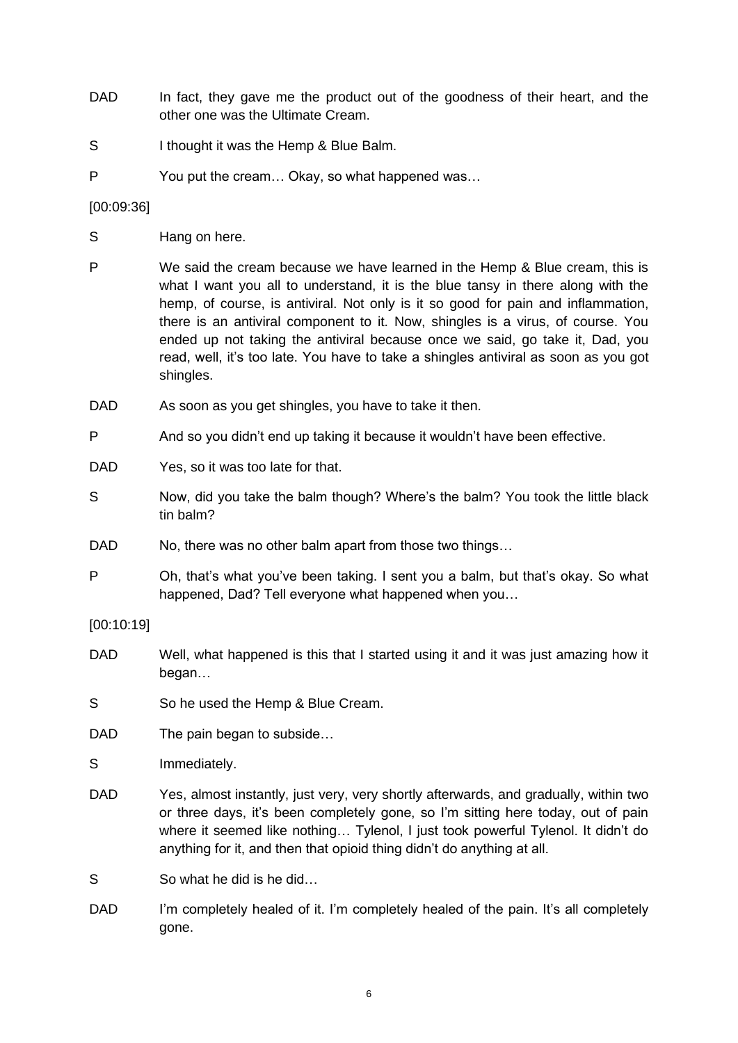DAD In fact, they gave me the product out of the goodness of their heart, and the other one was the Ultimate Cream.

S I thought it was the Hemp & Blue Balm.

P You put the cream… Okay, so what happened was…

[00:09:36]

S Hang on here.

P We said the cream because we have learned in the Hemp & Blue cream, this is what I want you all to understand, it is the blue tansy in there along with the hemp, of course, is antiviral. Not only is it so good for pain and inflammation, there is an antiviral component to it. Now, shingles is a virus, of course. You ended up not taking the antiviral because once we said, go take it, Dad, you read, well, it's too late. You have to take a shingles antiviral as soon as you got shingles.

DAD As soon as you get shingles, you have to take it then.

P And so you didn't end up taking it because it wouldn't have been effective.

DAD Yes, so it was too late for that.

S Now, did you take the balm though? Where's the balm? You took the little black tin balm?

DAD No, there was no other balm apart from those two things…

P Oh, that's what you've been taking. I sent you a balm, but that's okay. So what happened, Dad? Tell everyone what happened when you…

[00:10:19]

DAD Well, what happened is this that I started using it and it was just amazing how it began…

S So he used the Hemp & Blue Cream.

DAD The pain began to subside…

S Immediately.

DAD Yes, almost instantly, just very, very shortly afterwards, and gradually, within two or three days, it's been completely gone, so I'm sitting here today, out of pain where it seemed like nothing… Tylenol, I just took powerful Tylenol. It didn't do anything for it, and then that opioid thing didn't do anything at all.

S So what he did is he did…

DAD I'm completely healed of it. I'm completely healed of the pain. It's all completely gone.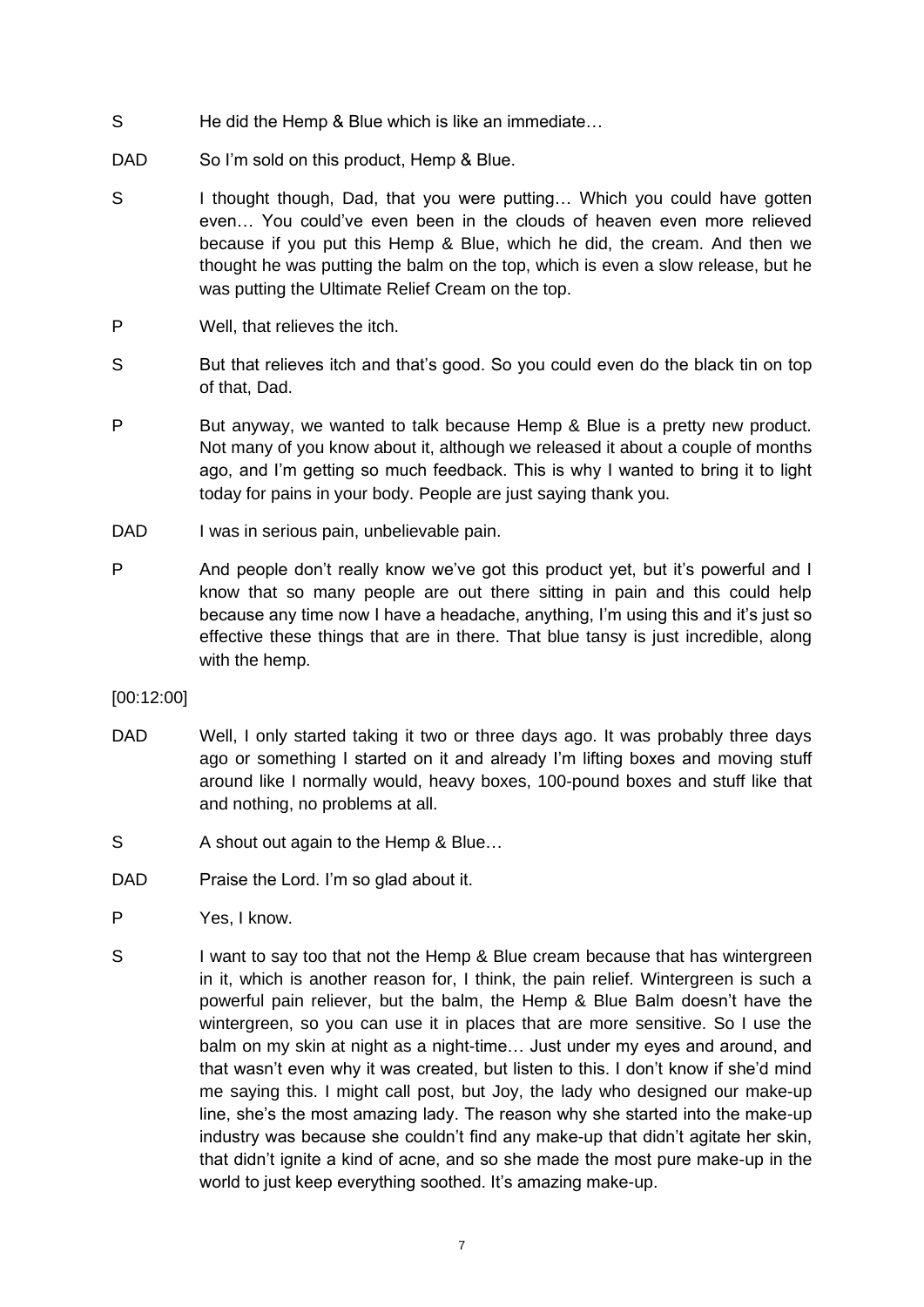S He did the Hemp & Blue which is like an immediate…

DAD So I'm sold on this product, Hemp & Blue.

S I thought though, Dad, that you were putting… Which you could have gotten even… You could've even been in the clouds of heaven even more relieved because if you put this Hemp & Blue, which he did, the cream. And then we thought he was putting the balm on the top, which is even a slow release, but he was putting the Ultimate Relief Cream on the top.

P Well, that relieves the itch.

S But that relieves itch and that's good. So you could even do the black tin on top of that, Dad.

P But anyway, we wanted to talk because Hemp & Blue is a pretty new product. Not many of you know about it, although we released it about a couple of months ago, and I'm getting so much feedback. This is why I wanted to bring it to light today for pains in your body. People are just saying thank you.

DAD I was in serious pain, unbelievable pain.

P And people don't really know we've got this product yet, but it's powerful and I know that so many people are out there sitting in pain and this could help because any time now I have a headache, anything, I'm using this and it's just so effective these things that are in there. That blue tansy is just incredible, along with the hemp.

[00:12:00]

DAD Well, I only started taking it two or three days ago. It was probably three days ago or something I started on it and already I'm lifting boxes and moving stuff around like I normally would, heavy boxes, 100-pound boxes and stuff like that and nothing, no problems at all.

S A shout out again to the Hemp & Blue…

DAD Praise the Lord. I'm so glad about it.

P Yes, I know.

S I want to say too that not the Hemp & Blue cream because that has wintergreen in it, which is another reason for, I think, the pain relief. Wintergreen is such a powerful pain reliever, but the balm, the Hemp & Blue Balm doesn't have the wintergreen, so you can use it in places that are more sensitive. So I use the balm on my skin at night as a night-time… Just under my eyes and around, and that wasn't even why it was created, but listen to this. I don't know if she'd mind me saying this. I might call post, but Joy, the lady who designed our make-up line, she's the most amazing lady. The reason why she started into the make-up industry was because she couldn't find any make-up that didn't agitate her skin, that didn't ignite a kind of acne, and so she made the most pure make-up in the world to just keep everything soothed. It's amazing make-up.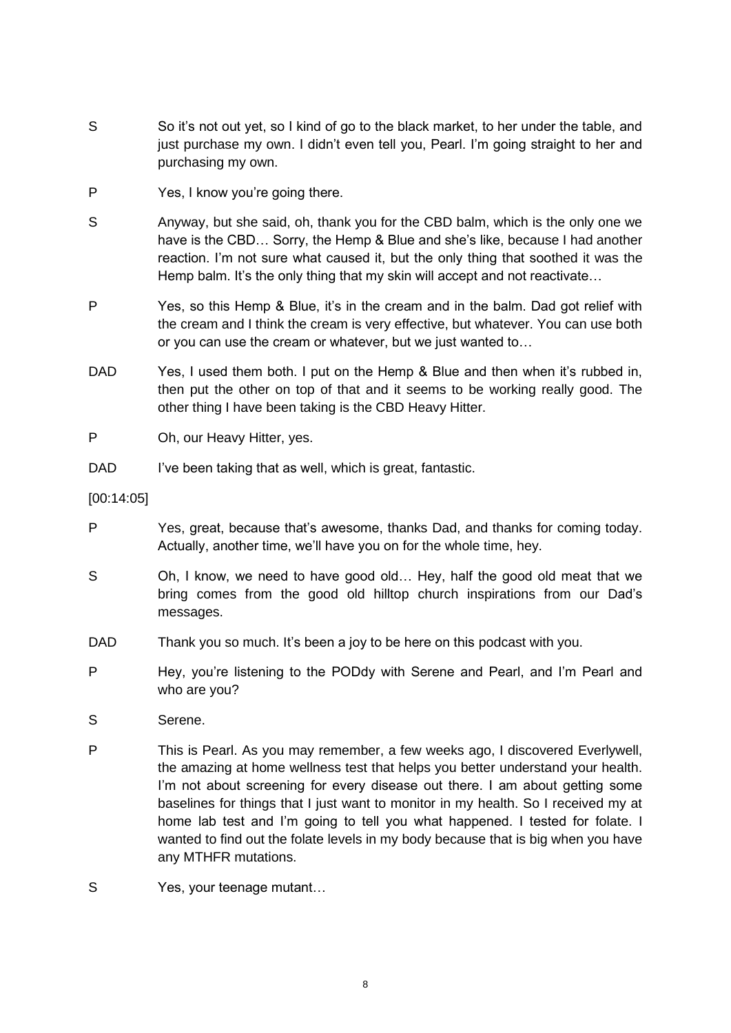S So it's not out yet, so I kind of go to the black market, to her under the table, and just purchase my own. I didn't even tell you, Pearl. I'm going straight to her and purchasing my own.

P Yes, I know you're going there.

S Anyway, but she said, oh, thank you for the CBD balm, which is the only one we have is the CBD… Sorry, the Hemp & Blue and she's like, because I had another reaction. I'm not sure what caused it, but the only thing that soothed it was the Hemp balm. It's the only thing that my skin will accept and not reactivate…

P Yes, so this Hemp & Blue, it's in the cream and in the balm. Dad got relief with the cream and I think the cream is very effective, but whatever. You can use both or you can use the cream or whatever, but we just wanted to…

DAD Yes, I used them both. I put on the Hemp & Blue and then when it's rubbed in, then put the other on top of that and it seems to be working really good. The other thing I have been taking is the CBD Heavy Hitter.

P Oh, our Heavy Hitter, yes.

DAD I've been taking that as well, which is great, fantastic.

[00:14:05]

P Yes, great, because that's awesome, thanks Dad, and thanks for coming today. Actually, another time, we'll have you on for the whole time, hey.

S Oh, I know, we need to have good old… Hey, half the good old meat that we bring comes from the good old hilltop church inspirations from our Dad's messages.

DAD Thank you so much. It's been a joy to be here on this podcast with you.

P Hey, you're listening to the PODdy with Serene and Pearl, and I'm Pearl and who are you?

S Serene.

P This is Pearl. As you may remember, a few weeks ago, I discovered Everlywell, the amazing at home wellness test that helps you better understand your health. I'm not about screening for every disease out there. I am about getting some baselines for things that I just want to monitor in my health. So I received my at home lab test and I'm going to tell you what happened. I tested for folate. I wanted to find out the folate levels in my body because that is big when you have any MTHFR mutations.

S Yes, your teenage mutant…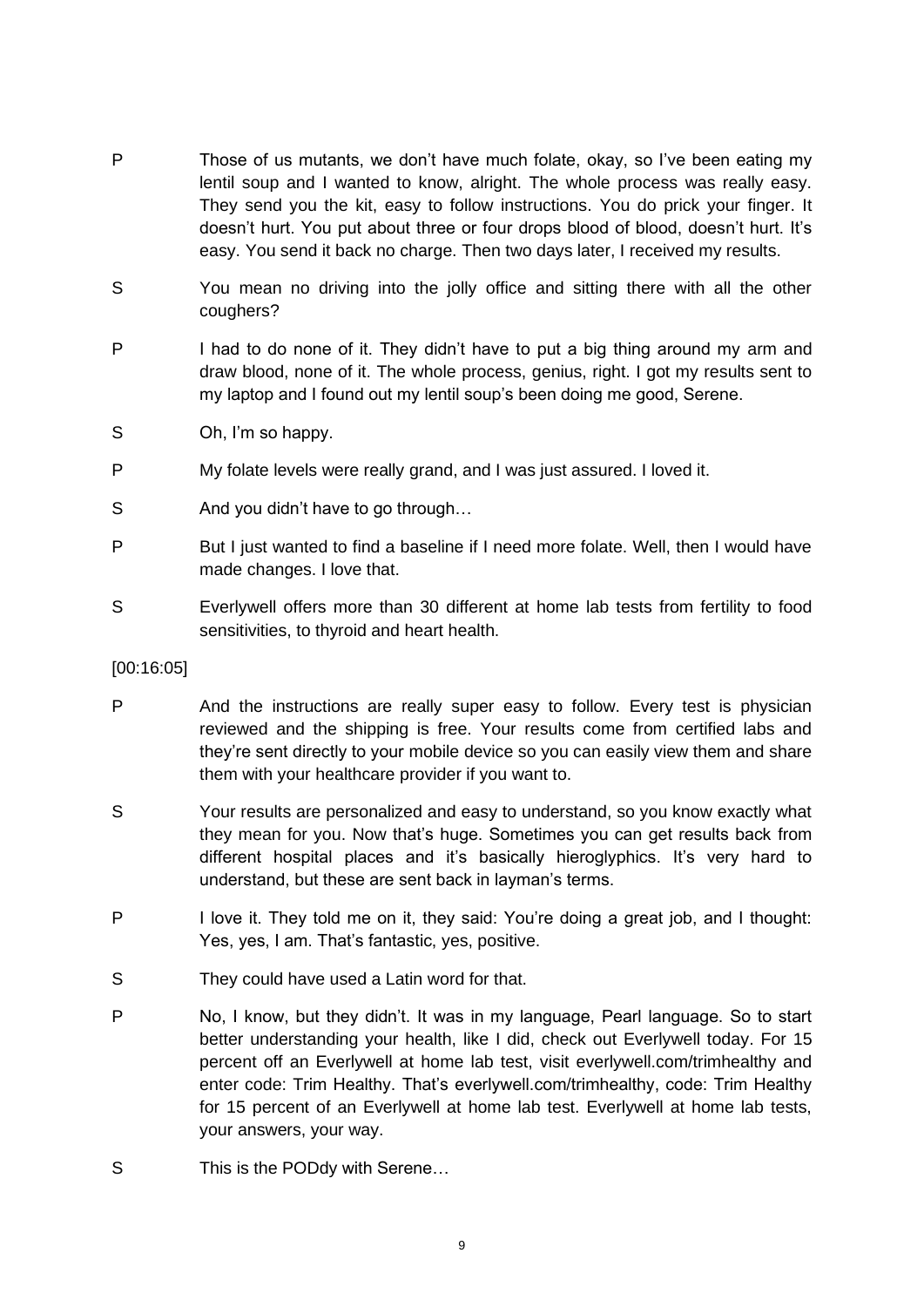P Those of us mutants, we don't have much folate, okay, so I've been eating my lentil soup and I wanted to know, alright. The whole process was really easy. They send you the kit, easy to follow instructions. You do prick your finger. It doesn't hurt. You put about three or four drops blood of blood, doesn't hurt. It's easy. You send it back no charge. Then two days later, I received my results.

S You mean no driving into the jolly office and sitting there with all the other coughers?

P I had to do none of it. They didn't have to put a big thing around my arm and draw blood, none of it. The whole process, genius, right. I got my results sent to my laptop and I found out my lentil soup's been doing me good, Serene.

S Oh, I'm so happy.

P My folate levels were really grand, and I was just assured. I loved it.

S And you didn't have to go through…

P But I just wanted to find a baseline if I need more folate. Well, then I would have made changes. I love that.

S Everlywell offers more than 30 different at home lab tests from fertility to food sensitivities, to thyroid and heart health.

[00:16:05]

P And the instructions are really super easy to follow. Every test is physician reviewed and the shipping is free. Your results come from certified labs and they're sent directly to your mobile device so you can easily view them and share them with your healthcare provider if you want to.

S Your results are personalized and easy to understand, so you know exactly what they mean for you. Now that's huge. Sometimes you can get results back from different hospital places and it's basically hieroglyphics. It's very hard to understand, but these are sent back in layman's terms.

P I love it. They told me on it, they said: You're doing a great job, and I thought: Yes, yes, I am. That's fantastic, yes, positive.

S They could have used a Latin word for that.

P No, I know, but they didn't. It was in my language, Pearl language. So to start better understanding your health, like I did, check out Everlywell today. For 15 percent off an Everlywell at home lab test, visit everlywell.com/trimhealthy and enter code: Trim Healthy. That's everlywell.com/trimhealthy, code: Trim Healthy for 15 percent of an Everlywell at home lab test. Everlywell at home lab tests, your answers, your way.

S This is the PODdy with Serene…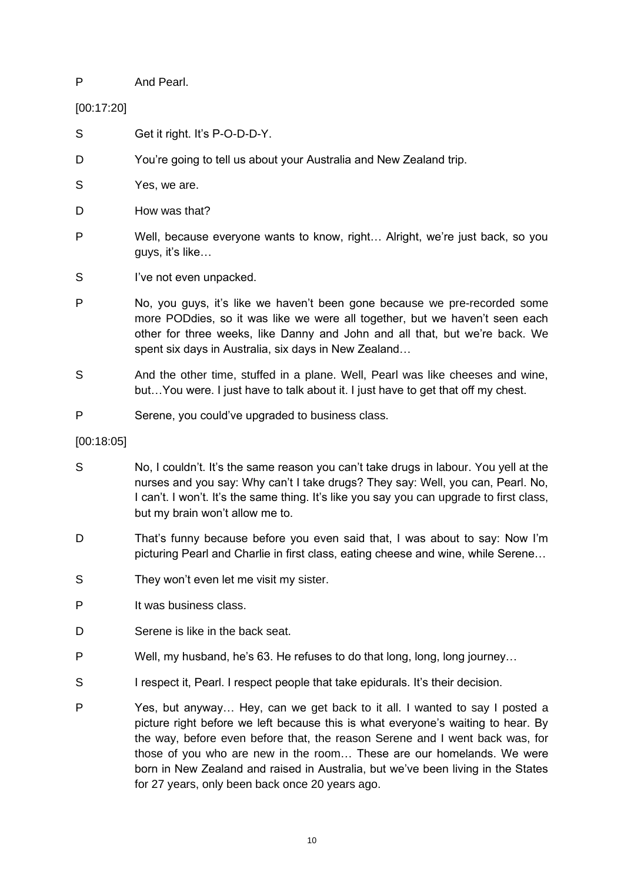P And Pearl.

[00:17:20]

S Get it right. It's P-O-D-D-Y.

D You're going to tell us about your Australia and New Zealand trip.

S Yes, we are.

D How was that?

P Well, because everyone wants to know, right… Alright, we're just back, so you guys, it's like…

S I've not even unpacked.

P No, you guys, it's like we haven't been gone because we pre-recorded some more PODdies, so it was like we were all together, but we haven't seen each other for three weeks, like Danny and John and all that, but we're back. We spent six days in Australia, six days in New Zealand…

S And the other time, stuffed in a plane. Well, Pearl was like cheeses and wine, but…You were. I just have to talk about it. I just have to get that off my chest.

P Serene, you could've upgraded to business class.

[00:18:05]

S No, I couldn't. It's the same reason you can't take drugs in labour. You yell at the nurses and you say: Why can't I take drugs? They say: Well, you can, Pearl. No, I can't. I won't. It's the same thing. It's like you say you can upgrade to first class, but my brain won't allow me to.

D That's funny because before you even said that, I was about to say: Now I'm picturing Pearl and Charlie in first class, eating cheese and wine, while Serene…

S They won't even let me visit my sister.

P It was business class.

D Serene is like in the back seat.

P Well, my husband, he's 63. He refuses to do that long, long, long journey…

S I respect it, Pearl. I respect people that take epidurals. It's their decision.

P Yes, but anyway… Hey, can we get back to it all. I wanted to say I posted a picture right before we left because this is what everyone's waiting to hear. By the way, before even before that, the reason Serene and I went back was, for those of you who are new in the room… These are our homelands. We were born in New Zealand and raised in Australia, but we've been living in the States for 27 years, only been back once 20 years ago.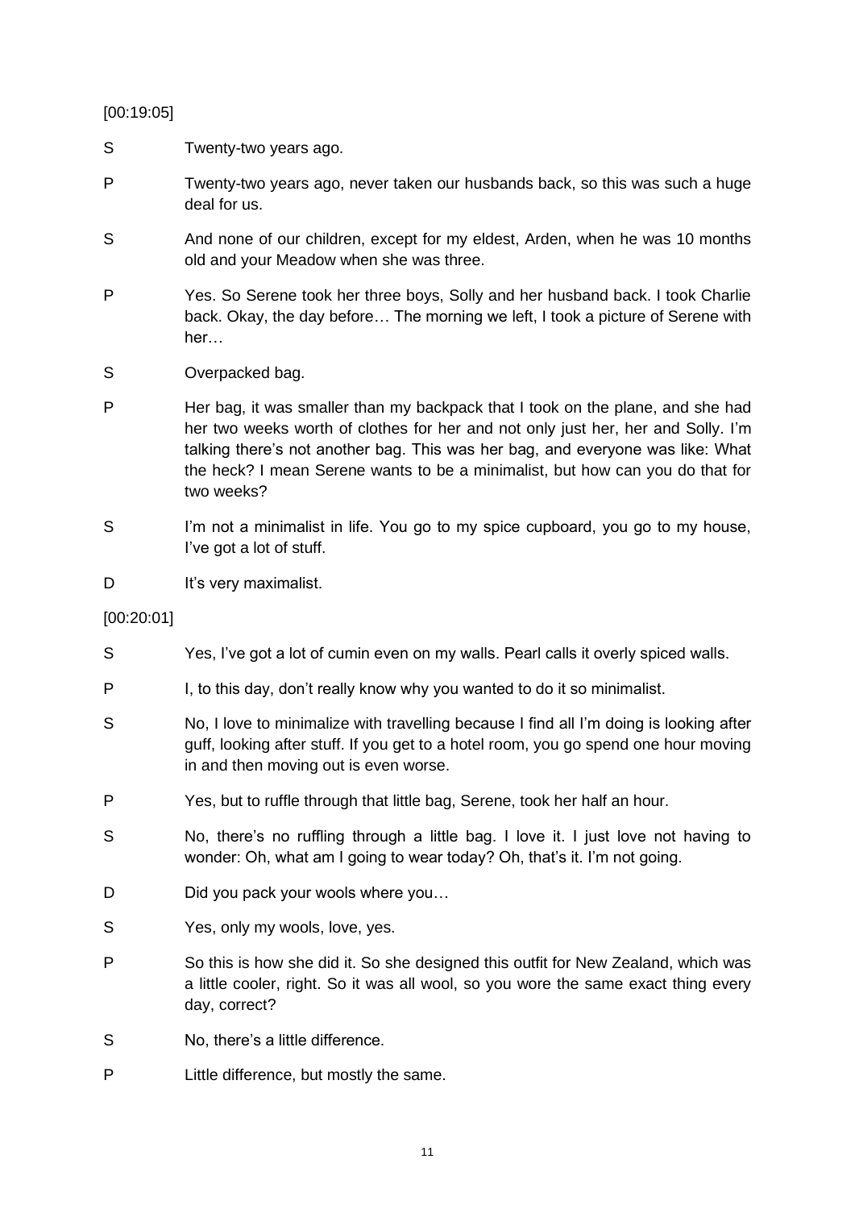[00:19:05]

S Twenty-two years ago.

P Twenty-two years ago, never taken our husbands back, so this was such a huge deal for us.

S And none of our children, except for my eldest, Arden, when he was 10 months old and your Meadow when she was three.

P Yes. So Serene took her three boys, Solly and her husband back. I took Charlie back. Okay, the day before… The morning we left, I took a picture of Serene with her…

S Overpacked bag.

P Her bag, it was smaller than my backpack that I took on the plane, and she had her two weeks worth of clothes for her and not only just her, her and Solly. I'm talking there's not another bag. This was her bag, and everyone was like: What the heck? I mean Serene wants to be a minimalist, but how can you do that for two weeks?

S I'm not a minimalist in life. You go to my spice cupboard, you go to my house, I've got a lot of stuff.

D It's very maximalist.

[00:20:01]

S Yes, I've got a lot of cumin even on my walls. Pearl calls it overly spiced walls.

P I, to this day, don't really know why you wanted to do it so minimalist.

S No, I love to minimalize with travelling because I find all I'm doing is looking after guff, looking after stuff. If you get to a hotel room, you go spend one hour moving in and then moving out is even worse.

P Yes, but to ruffle through that little bag, Serene, took her half an hour.

S No, there's no ruffling through a little bag. I love it. I just love not having to wonder: Oh, what am I going to wear today? Oh, that's it. I'm not going.

D Did you pack your wools where you…

S Yes, only my wools, love, yes.

P So this is how she did it. So she designed this outfit for New Zealand, which was a little cooler, right. So it was all wool, so you wore the same exact thing every day, correct?

S No, there's a little difference.

P Little difference, but mostly the same.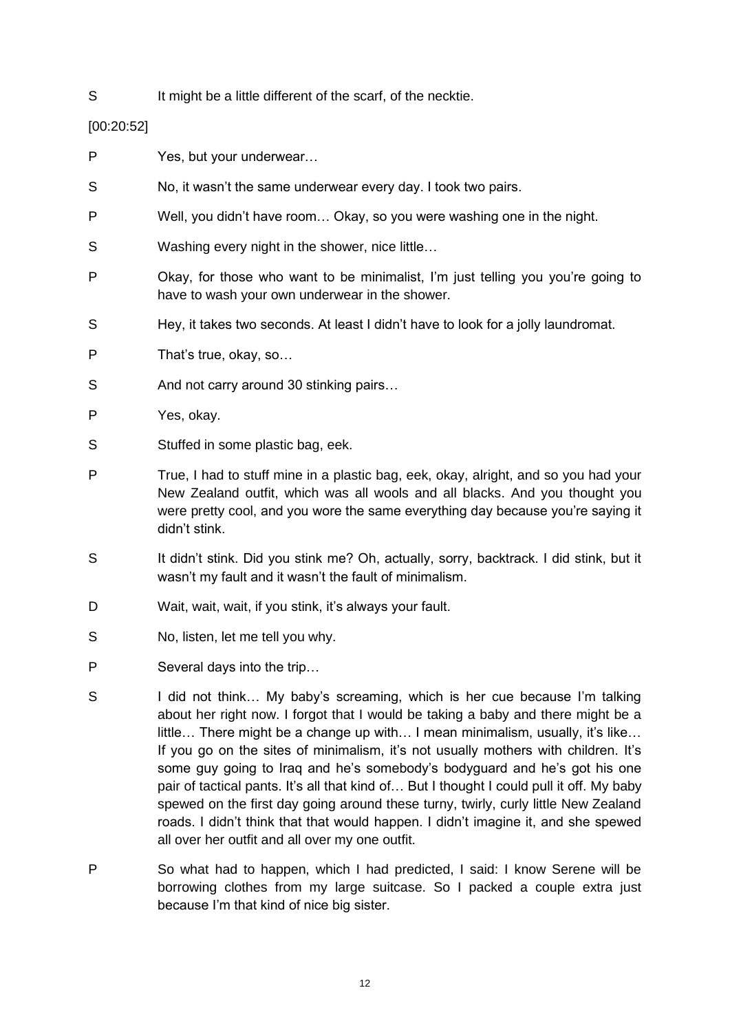S It might be a little different of the scarf, of the necktie.

[00:20:52]

P Yes, but your underwear…

S No, it wasn't the same underwear every day. I took two pairs.

P Well, you didn't have room… Okay, so you were washing one in the night.

S Washing every night in the shower, nice little…

P Okay, for those who want to be minimalist, I'm just telling you you're going to have to wash your own underwear in the shower.

S Hey, it takes two seconds. At least I didn't have to look for a jolly laundromat.

P That's true, okay, so…

S And not carry around 30 stinking pairs…

P Yes, okay.

S Stuffed in some plastic bag, eek.

P True, I had to stuff mine in a plastic bag, eek, okay, alright, and so you had your New Zealand outfit, which was all wools and all blacks. And you thought you were pretty cool, and you wore the same everything day because you're saying it didn't stink.

S It didn't stink. Did you stink me? Oh, actually, sorry, backtrack. I did stink, but it wasn't my fault and it wasn't the fault of minimalism.

D Wait, wait, wait, if you stink, it's always your fault.

S No, listen, let me tell you why.

P Several days into the trip…

S I did not think… My baby's screaming, which is her cue because I'm talking about her right now. I forgot that I would be taking a baby and there might be a little… There might be a change up with… I mean minimalism, usually, it's like… If you go on the sites of minimalism, it's not usually mothers with children. It's some guy going to Iraq and he's somebody's bodyguard and he's got his one pair of tactical pants. It's all that kind of… But I thought I could pull it off. My baby spewed on the first day going around these turny, twirly, curly little New Zealand roads. I didn't think that that would happen. I didn't imagine it, and she spewed all over her outfit and all over my one outfit.

P So what had to happen, which I had predicted, I said: I know Serene will be borrowing clothes from my large suitcase. So I packed a couple extra just because I'm that kind of nice big sister.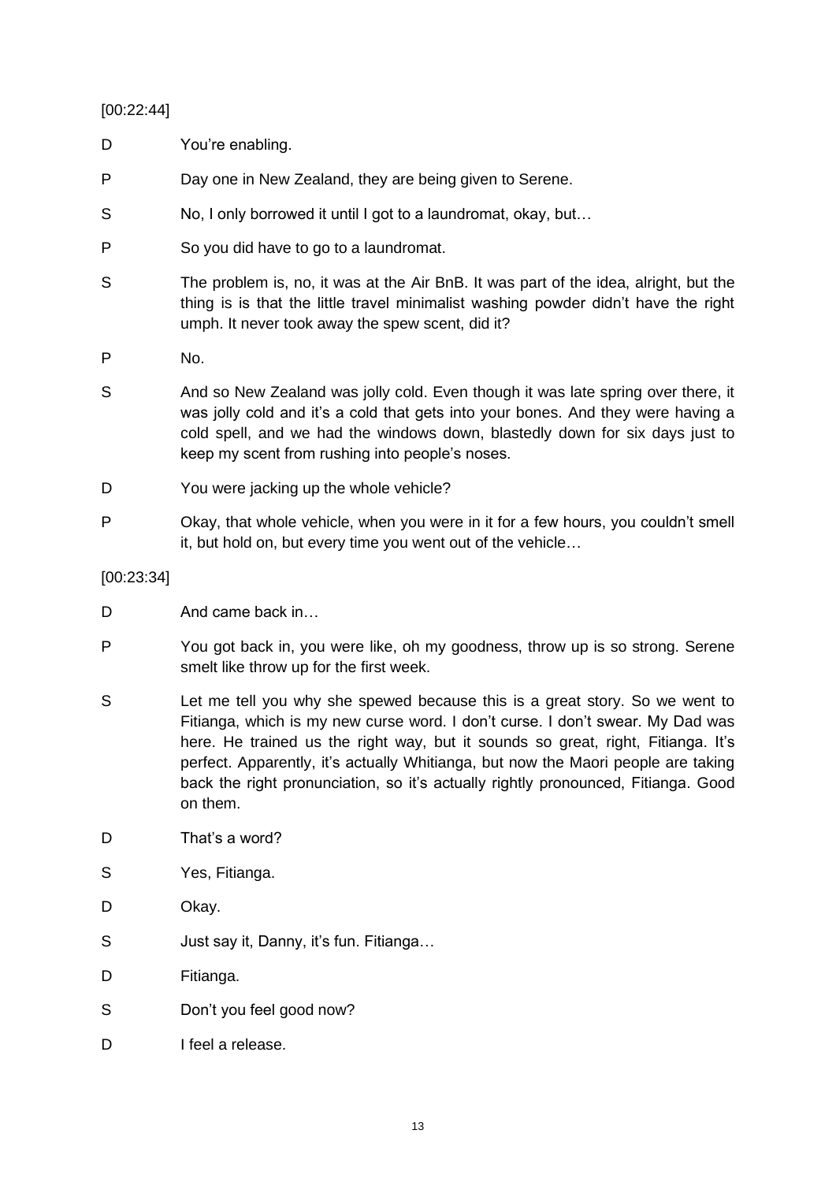[00:22:44]

D You're enabling.

P Day one in New Zealand, they are being given to Serene.

S No, I only borrowed it until I got to a laundromat, okay, but…

P So you did have to go to a laundromat.

S The problem is, no, it was at the Air BnB. It was part of the idea, alright, but the thing is is that the little travel minimalist washing powder didn't have the right umph. It never took away the spew scent, did it?

P No.

S And so New Zealand was jolly cold. Even though it was late spring over there, it was jolly cold and it's a cold that gets into your bones. And they were having a cold spell, and we had the windows down, blastedly down for six days just to keep my scent from rushing into people's noses.

D You were jacking up the whole vehicle?

P Okay, that whole vehicle, when you were in it for a few hours, you couldn't smell it, but hold on, but every time you went out of the vehicle…

[00:23:34]

D And came back in…

P You got back in, you were like, oh my goodness, throw up is so strong. Serene smelt like throw up for the first week.

S Let me tell you why she spewed because this is a great story. So we went to Fitianga, which is my new curse word. I don't curse. I don't swear. My Dad was here. He trained us the right way, but it sounds so great, right, Fitianga. It's perfect. Apparently, it's actually Whitianga, but now the Maori people are taking back the right pronunciation, so it's actually rightly pronounced, Fitianga. Good on them.

D That's a word?

S Yes, Fitianga.

D Okay.

S Just say it, Danny, it's fun. Fitianga…

D Fitianga.

S Don't you feel good now?

D I feel a release.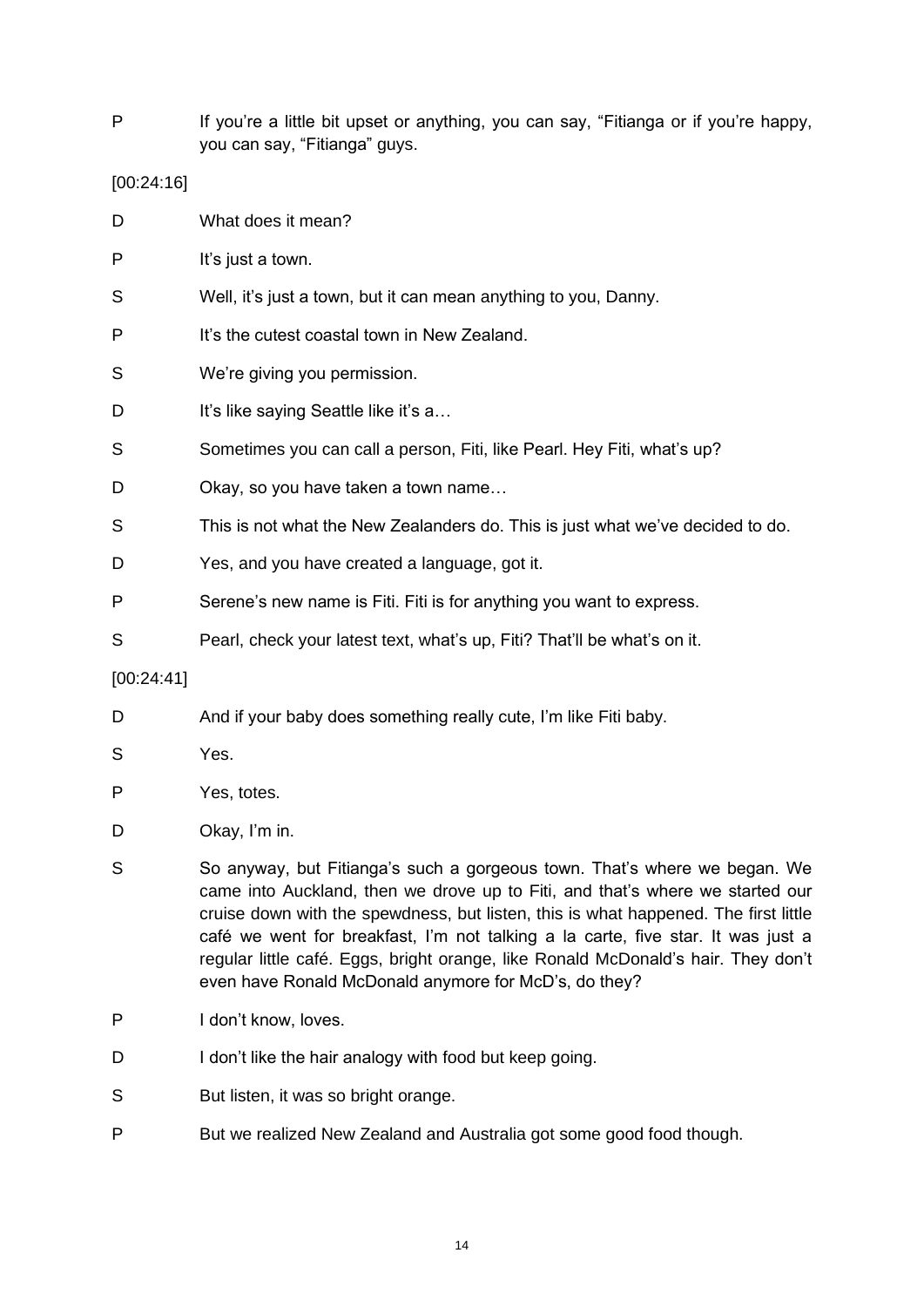P If you're a little bit upset or anything, you can say, "Fitianga or if you're happy, you can say, "Fitianga" guys.

[00:24:16]

D What does it mean?

P It's just a town.

S Well, it's just a town, but it can mean anything to you, Danny.

P It's the cutest coastal town in New Zealand.

S We're giving you permission.

D It's like saying Seattle like it's a…

S Sometimes you can call a person, Fiti, like Pearl. Hey Fiti, what's up?

D Okay, so you have taken a town name…

S This is not what the New Zealanders do. This is just what we've decided to do.

D Yes, and you have created a language, got it.

P Serene's new name is Fiti. Fiti is for anything you want to express.

S Pearl, check your latest text, what's up, Fiti? That'll be what's on it.

[00:24:41]

D And if your baby does something really cute, I'm like Fiti baby.

S Yes.

P Yes, totes.

D Okay, I'm in.

S So anyway, but Fitianga's such a gorgeous town. That's where we began. We came into Auckland, then we drove up to Fiti, and that's where we started our cruise down with the spewdness, but listen, this is what happened. The first little café we went for breakfast, I'm not talking a la carte, five star. It was just a regular little café. Eggs, bright orange, like Ronald McDonald's hair. They don't even have Ronald McDonald anymore for McD's, do they?

P I don't know, loves.

D I don't like the hair analogy with food but keep going.

S But listen, it was so bright orange.

P But we realized New Zealand and Australia got some good food though.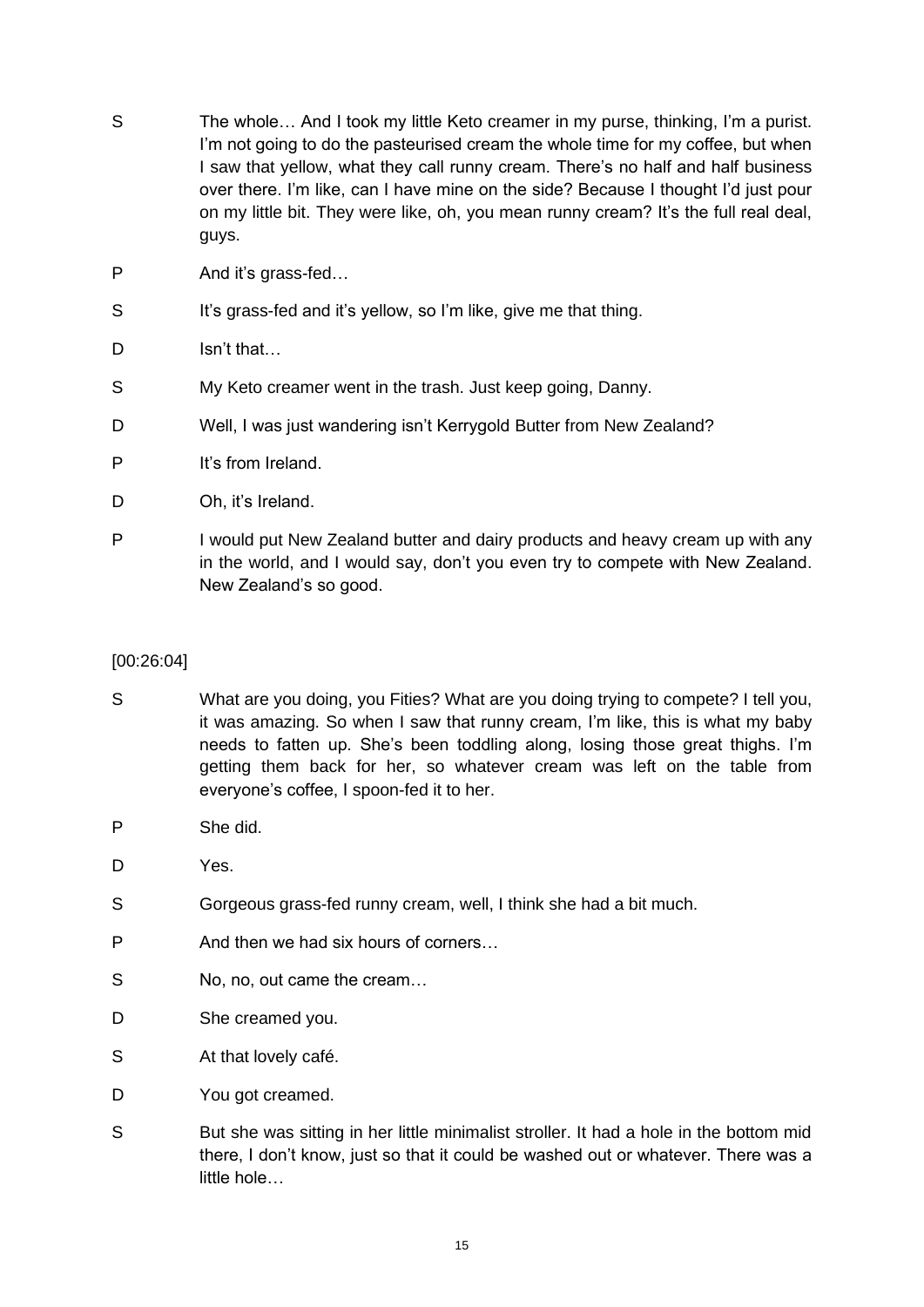S The whole… And I took my little Keto creamer in my purse, thinking, I'm a purist. I'm not going to do the pasteurised cream the whole time for my coffee, but when I saw that yellow, what they call runny cream. There's no half and half business over there. I'm like, can I have mine on the side? Because I thought I'd just pour on my little bit. They were like, oh, you mean runny cream? It's the full real deal, guys.

P And it's grass-fed…

S It's grass-fed and it's yellow, so I'm like, give me that thing.

D Isn't that…

S My Keto creamer went in the trash. Just keep going, Danny.

D Well, I was just wandering isn't Kerrygold Butter from New Zealand?

P It's from Ireland.

D Oh, it's Ireland.

P I would put New Zealand butter and dairy products and heavy cream up with any in the world, and I would say, don't you even try to compete with New Zealand. New Zealand's so good.

[00:26:04]

S What are you doing, you Fities? What are you doing trying to compete? I tell you, it was amazing. So when I saw that runny cream, I'm like, this is what my baby needs to fatten up. She's been toddling along, losing those great thighs. I'm getting them back for her, so whatever cream was left on the table from everyone's coffee, I spoon-fed it to her.

P She did.

D Yes.

S Gorgeous grass-fed runny cream, well, I think she had a bit much.

P And then we had six hours of corners…

S No, no, out came the cream…

D She creamed you.

S At that lovely café.

D You got creamed.

S But she was sitting in her little minimalist stroller. It had a hole in the bottom mid there, I don't know, just so that it could be washed out or whatever. There was a little hole…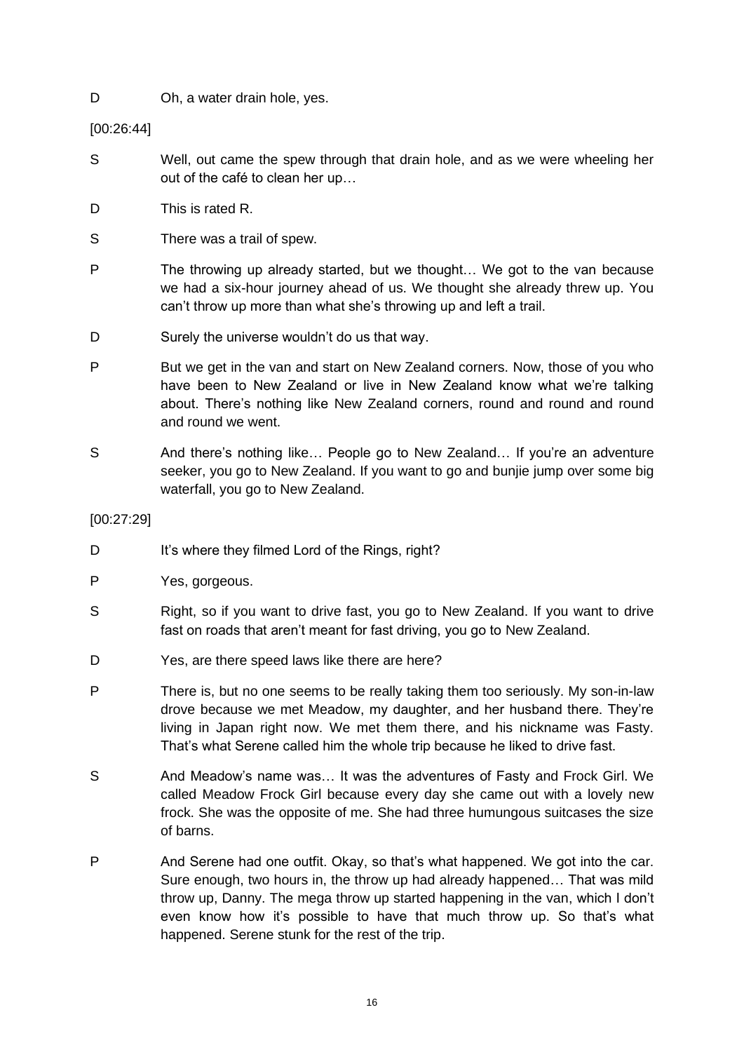D Oh, a water drain hole, yes.

[00:26:44]

S Well, out came the spew through that drain hole, and as we were wheeling her out of the café to clean her up…

D This is rated R.

S There was a trail of spew.

P The throwing up already started, but we thought… We got to the van because we had a six-hour journey ahead of us. We thought she already threw up. You can't throw up more than what she's throwing up and left a trail.

D Surely the universe wouldn't do us that way.

P But we get in the van and start on New Zealand corners. Now, those of you who have been to New Zealand or live in New Zealand know what we're talking about. There's nothing like New Zealand corners, round and round and round and round we went.

S And there's nothing like… People go to New Zealand… If you're an adventure seeker, you go to New Zealand. If you want to go and bunjie jump over some big waterfall, you go to New Zealand.

[00:27:29]

D It's where they filmed Lord of the Rings, right?

P Yes, gorgeous.

S Right, so if you want to drive fast, you go to New Zealand. If you want to drive fast on roads that aren't meant for fast driving, you go to New Zealand.

D Yes, are there speed laws like there are here?

P There is, but no one seems to be really taking them too seriously. My son-in-law drove because we met Meadow, my daughter, and her husband there. They're living in Japan right now. We met them there, and his nickname was Fasty. That's what Serene called him the whole trip because he liked to drive fast.

S And Meadow's name was… It was the adventures of Fasty and Frock Girl. We called Meadow Frock Girl because every day she came out with a lovely new frock. She was the opposite of me. She had three humungous suitcases the size of barns.

P And Serene had one outfit. Okay, so that's what happened. We got into the car. Sure enough, two hours in, the throw up had already happened… That was mild throw up, Danny. The mega throw up started happening in the van, which I don't even know how it's possible to have that much throw up. So that's what happened. Serene stunk for the rest of the trip.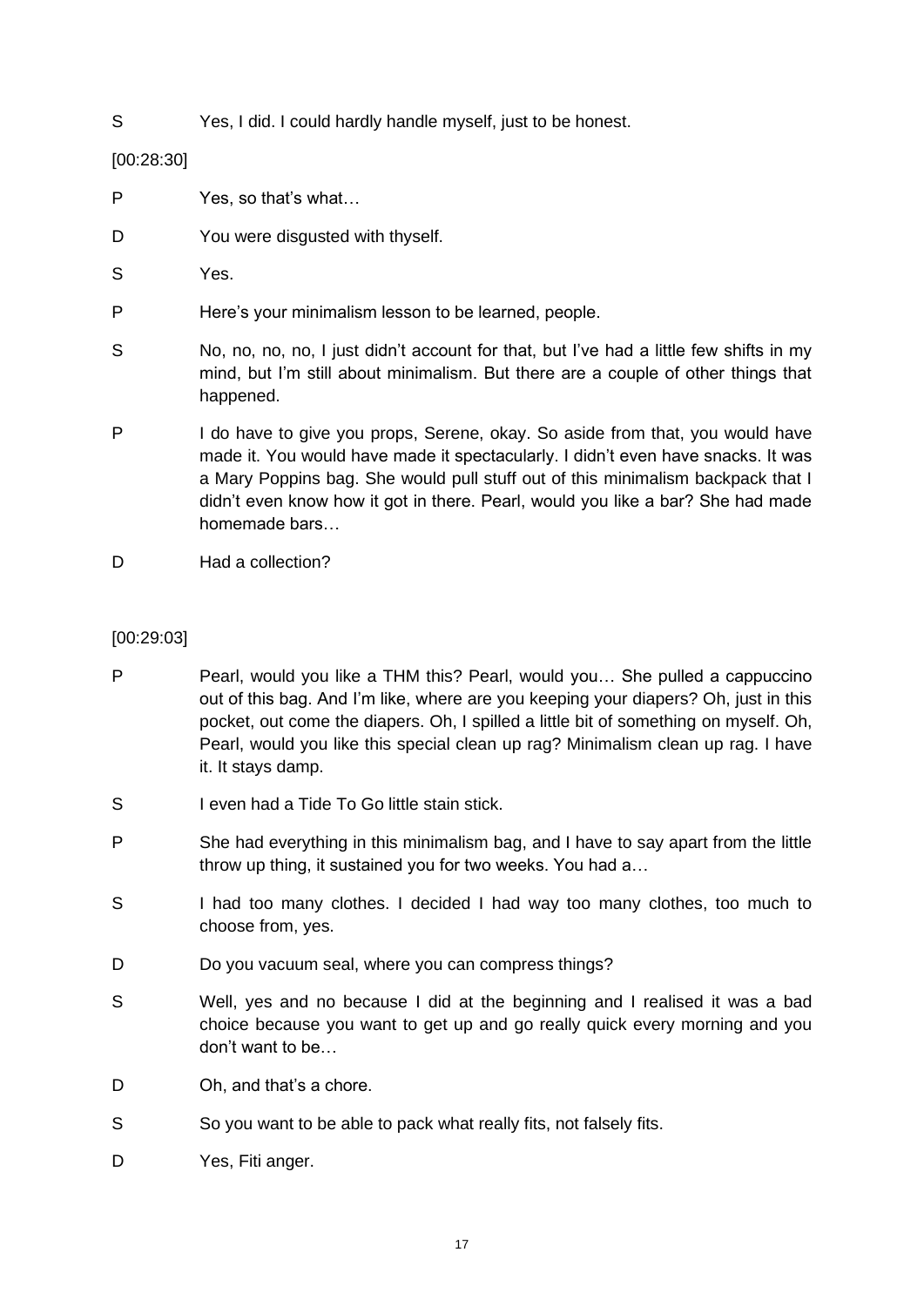S Yes, I did. I could hardly handle myself, just to be honest.

[00:28:30]

P Yes, so that's what…

D You were disgusted with thyself.

S Yes.

P Here's your minimalism lesson to be learned, people.

S No, no, no, no, I just didn't account for that, but I've had a little few shifts in my mind, but I'm still about minimalism. But there are a couple of other things that happened.

P I do have to give you props, Serene, okay. So aside from that, you would have made it. You would have made it spectacularly. I didn't even have snacks. It was a Mary Poppins bag. She would pull stuff out of this minimalism backpack that I didn't even know how it got in there. Pearl, would you like a bar? She had made homemade bars…

D Had a collection?

[00:29:03]

P Pearl, would you like a THM this? Pearl, would you… She pulled a cappuccino out of this bag. And I'm like, where are you keeping your diapers? Oh, just in this pocket, out come the diapers. Oh, I spilled a little bit of something on myself. Oh, Pearl, would you like this special clean up rag? Minimalism clean up rag. I have it. It stays damp.

S I even had a Tide To Go little stain stick.

P She had everything in this minimalism bag, and I have to say apart from the little throw up thing, it sustained you for two weeks. You had a…

S I had too many clothes. I decided I had way too many clothes, too much to choose from, yes.

D Do you vacuum seal, where you can compress things?

S Well, yes and no because I did at the beginning and I realised it was a bad choice because you want to get up and go really quick every morning and you don't want to be…

D Oh, and that's a chore.

S So you want to be able to pack what really fits, not falsely fits.

D Yes, Fiti anger.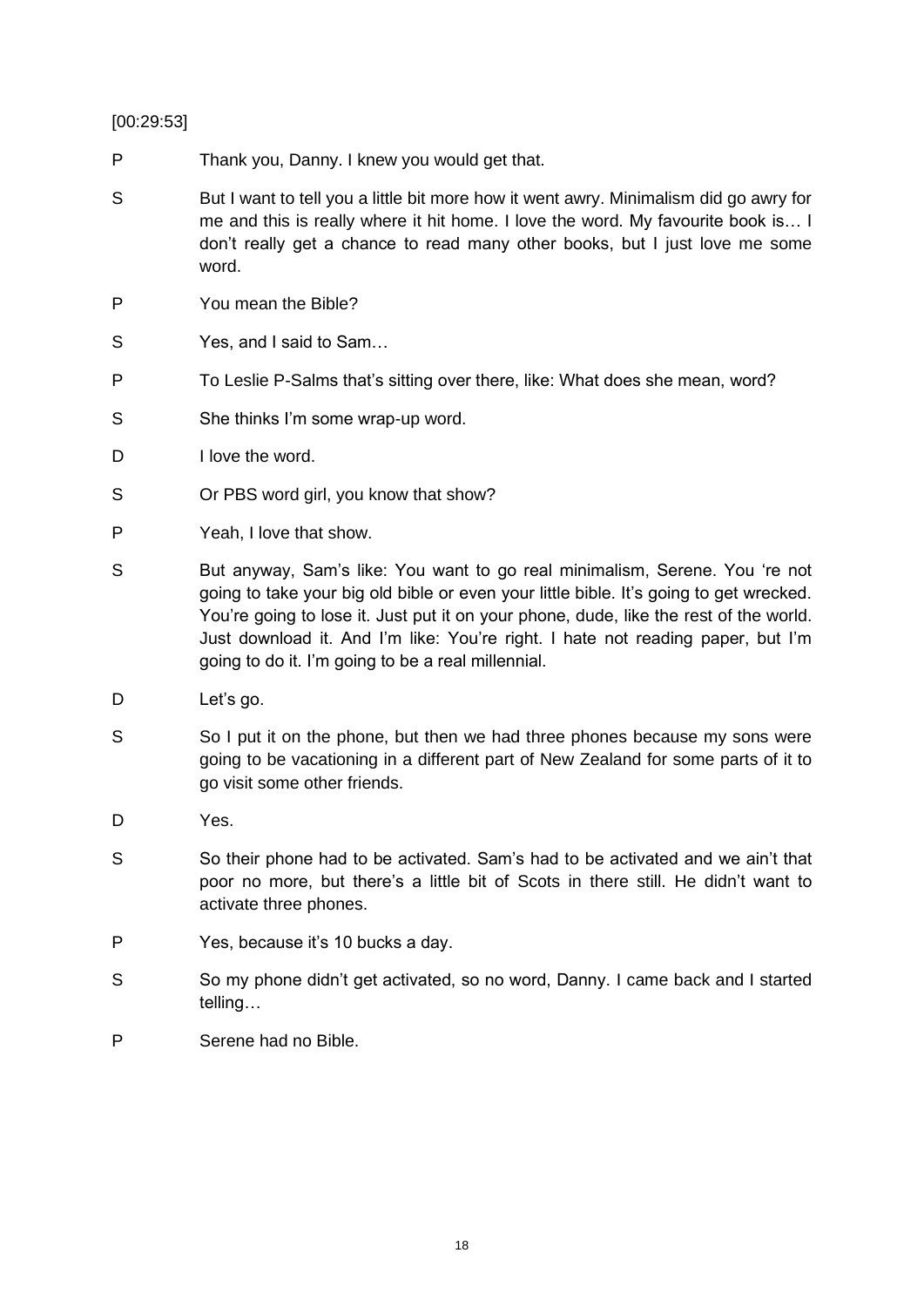[00:29:53]

P Thank you, Danny. I knew you would get that.

S But I want to tell you a little bit more how it went awry. Minimalism did go awry for me and this is really where it hit home. I love the word. My favourite book is… I don't really get a chance to read many other books, but I just love me some word.

P You mean the Bible?

S Yes, and I said to Sam…

P To Leslie P-Salms that's sitting over there, like: What does she mean, word?

S She thinks I'm some wrap-up word.

D I love the word.

S Or PBS word girl, you know that show?

P Yeah, I love that show.

S But anyway, Sam's like: You want to go real minimalism, Serene. You 're not going to take your big old bible or even your little bible. It's going to get wrecked. You're going to lose it. Just put it on your phone, dude, like the rest of the world. Just download it. And I'm like: You're right. I hate not reading paper, but I'm going to do it. I'm going to be a real millennial.

D Let's go.

S So I put it on the phone, but then we had three phones because my sons were going to be vacationing in a different part of New Zealand for some parts of it to go visit some other friends.

D Yes.

S So their phone had to be activated. Sam's had to be activated and we ain't that poor no more, but there's a little bit of Scots in there still. He didn't want to activate three phones.

P Yes, because it's 10 bucks a day.

S So my phone didn't get activated, so no word, Danny. I came back and I started telling…

P Serene had no Bible.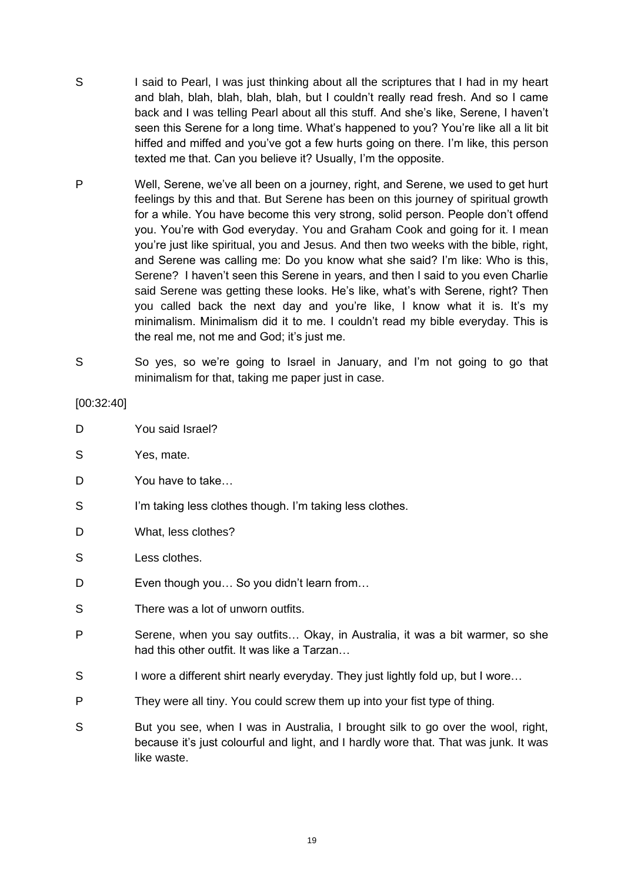S I said to Pearl, I was just thinking about all the scriptures that I had in my heart and blah, blah, blah, blah, blah, but I couldn't really read fresh. And so I came back and I was telling Pearl about all this stuff. And she's like, Serene, I haven't seen this Serene for a long time. What's happened to you? You're like all a lit bit hiffed and miffed and you've got a few hurts going on there. I'm like, this person texted me that. Can you believe it? Usually, I'm the opposite.

P Well, Serene, we've all been on a journey, right, and Serene, we used to get hurt feelings by this and that. But Serene has been on this journey of spiritual growth for a while. You have become this very strong, solid person. People don't offend you. You're with God everyday. You and Graham Cook and going for it. I mean you're just like spiritual, you and Jesus. And then two weeks with the bible, right, and Serene was calling me: Do you know what she said? I'm like: Who is this, Serene? I haven't seen this Serene in years, and then I said to you even Charlie said Serene was getting these looks. He's like, what's with Serene, right? Then you called back the next day and you're like, I know what it is. It's my minimalism. Minimalism did it to me. I couldn't read my bible everyday. This is the real me, not me and God; it's just me.

S So yes, so we're going to Israel in January, and I'm not going to go that minimalism for that, taking me paper just in case.

[00:32:40]

D You said Israel?

S Yes, mate.

D You have to take…

S I'm taking less clothes though. I'm taking less clothes.

D What, less clothes?

S Less clothes.

D Even though you… So you didn't learn from…

S There was a lot of unworn outfits.

P Serene, when you say outfits… Okay, in Australia, it was a bit warmer, so she had this other outfit. It was like a Tarzan…

S I wore a different shirt nearly everyday. They just lightly fold up, but I wore…

P They were all tiny. You could screw them up into your fist type of thing.

S But you see, when I was in Australia, I brought silk to go over the wool, right, because it's just colourful and light, and I hardly wore that. That was junk. It was like waste.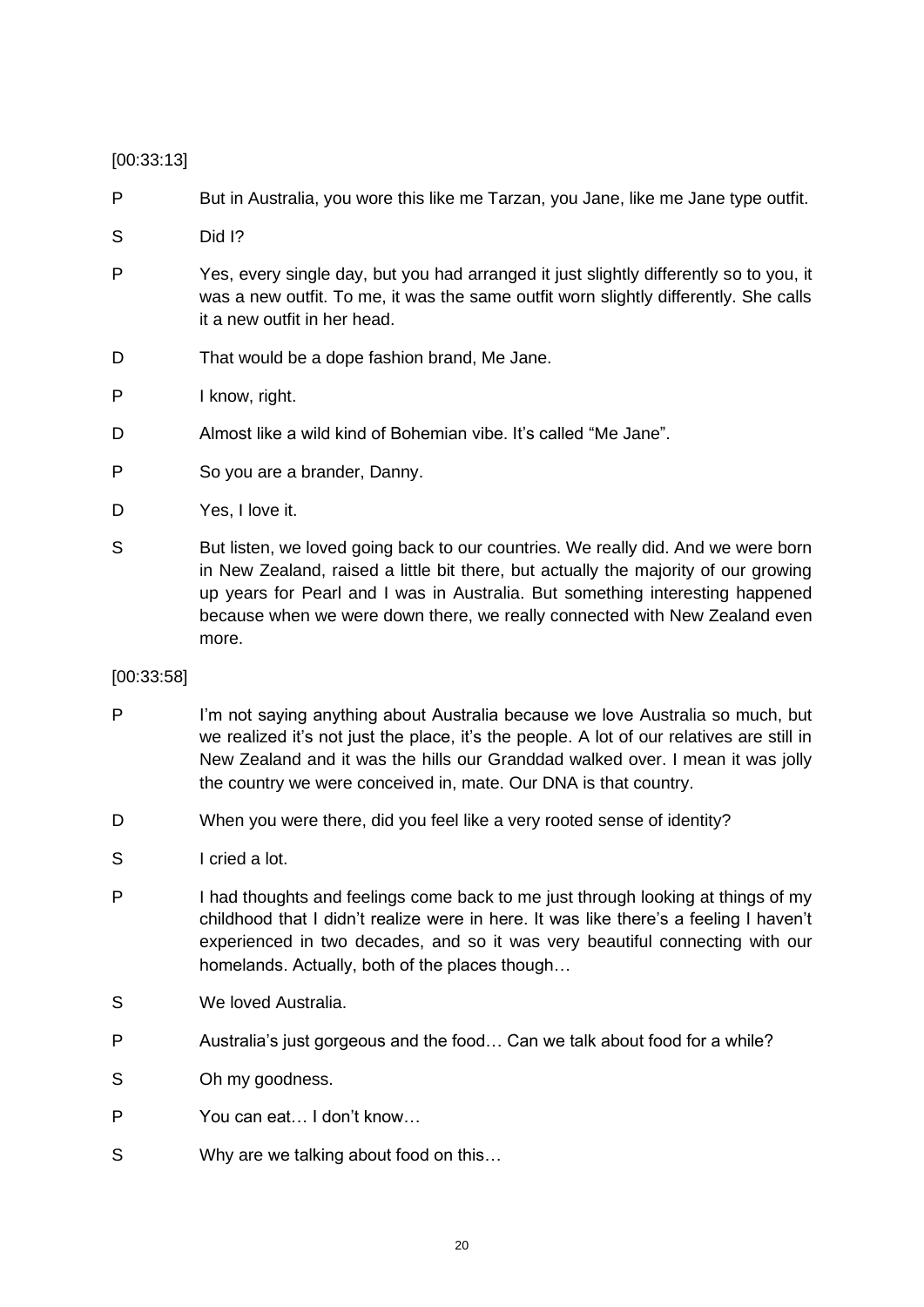[00:33:13]

P But in Australia, you wore this like me Tarzan, you Jane, like me Jane type outfit.

S Did I?

P Yes, every single day, but you had arranged it just slightly differently so to you, it was a new outfit. To me, it was the same outfit worn slightly differently. She calls it a new outfit in her head.

D That would be a dope fashion brand, Me Jane.

P I know, right.

D Almost like a wild kind of Bohemian vibe. It's called "Me Jane".

P So you are a brander, Danny.

D Yes, I love it.

S But listen, we loved going back to our countries. We really did. And we were born in New Zealand, raised a little bit there, but actually the majority of our growing up years for Pearl and I was in Australia. But something interesting happened because when we were down there, we really connected with New Zealand even more.

[00:33:58]

P I'm not saying anything about Australia because we love Australia so much, but we realized it's not just the place, it's the people. A lot of our relatives are still in New Zealand and it was the hills our Granddad walked over. I mean it was jolly the country we were conceived in, mate. Our DNA is that country.

D When you were there, did you feel like a very rooted sense of identity?

S I cried a lot.

P I had thoughts and feelings come back to me just through looking at things of my childhood that I didn't realize were in here. It was like there's a feeling I haven't experienced in two decades, and so it was very beautiful connecting with our homelands. Actually, both of the places though…

S We loved Australia.

P Australia's just gorgeous and the food… Can we talk about food for a while?

S Oh my goodness.

P You can eat… I don't know…

S Why are we talking about food on this…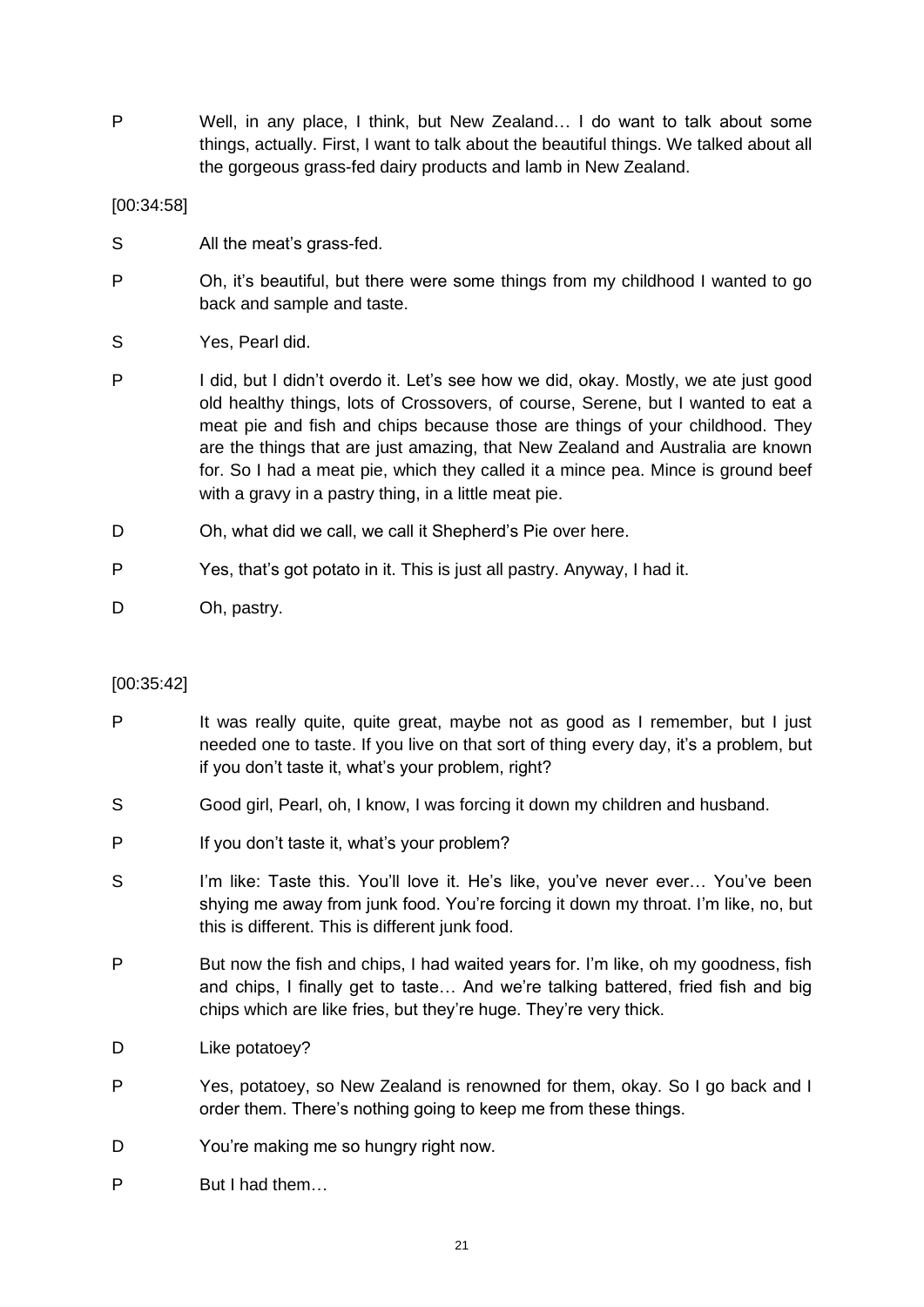P Well, in any place, I think, but New Zealand… I do want to talk about some things, actually. First, I want to talk about the beautiful things. We talked about all the gorgeous grass-fed dairy products and lamb in New Zealand.

[00:34:58]

S All the meat's grass-fed.

P Oh, it's beautiful, but there were some things from my childhood I wanted to go back and sample and taste.

S Yes, Pearl did.

P I did, but I didn't overdo it. Let's see how we did, okay. Mostly, we ate just good old healthy things, lots of Crossovers, of course, Serene, but I wanted to eat a meat pie and fish and chips because those are things of your childhood. They are the things that are just amazing, that New Zealand and Australia are known for. So I had a meat pie, which they called it a mince pea. Mince is ground beef with a gravy in a pastry thing, in a little meat pie.

D Oh, what did we call, we call it Shepherd's Pie over here.

P Yes, that's got potato in it. This is just all pastry. Anyway, I had it.

D Oh, pastry.

[00:35:42]

P It was really quite, quite great, maybe not as good as I remember, but I just needed one to taste. If you live on that sort of thing every day, it's a problem, but if you don't taste it, what's your problem, right?

S Good girl, Pearl, oh, I know, I was forcing it down my children and husband.

P If you don't taste it, what's your problem?

S I'm like: Taste this. You'll love it. He's like, you've never ever… You've been shying me away from junk food. You're forcing it down my throat. I'm like, no, but this is different. This is different junk food.

P But now the fish and chips, I had waited years for. I'm like, oh my goodness, fish and chips, I finally get to taste… And we're talking battered, fried fish and big chips which are like fries, but they're huge. They're very thick.

D Like potatoey?

P Yes, potatoey, so New Zealand is renowned for them, okay. So I go back and I order them. There's nothing going to keep me from these things.

D You're making me so hungry right now.

P But I had them…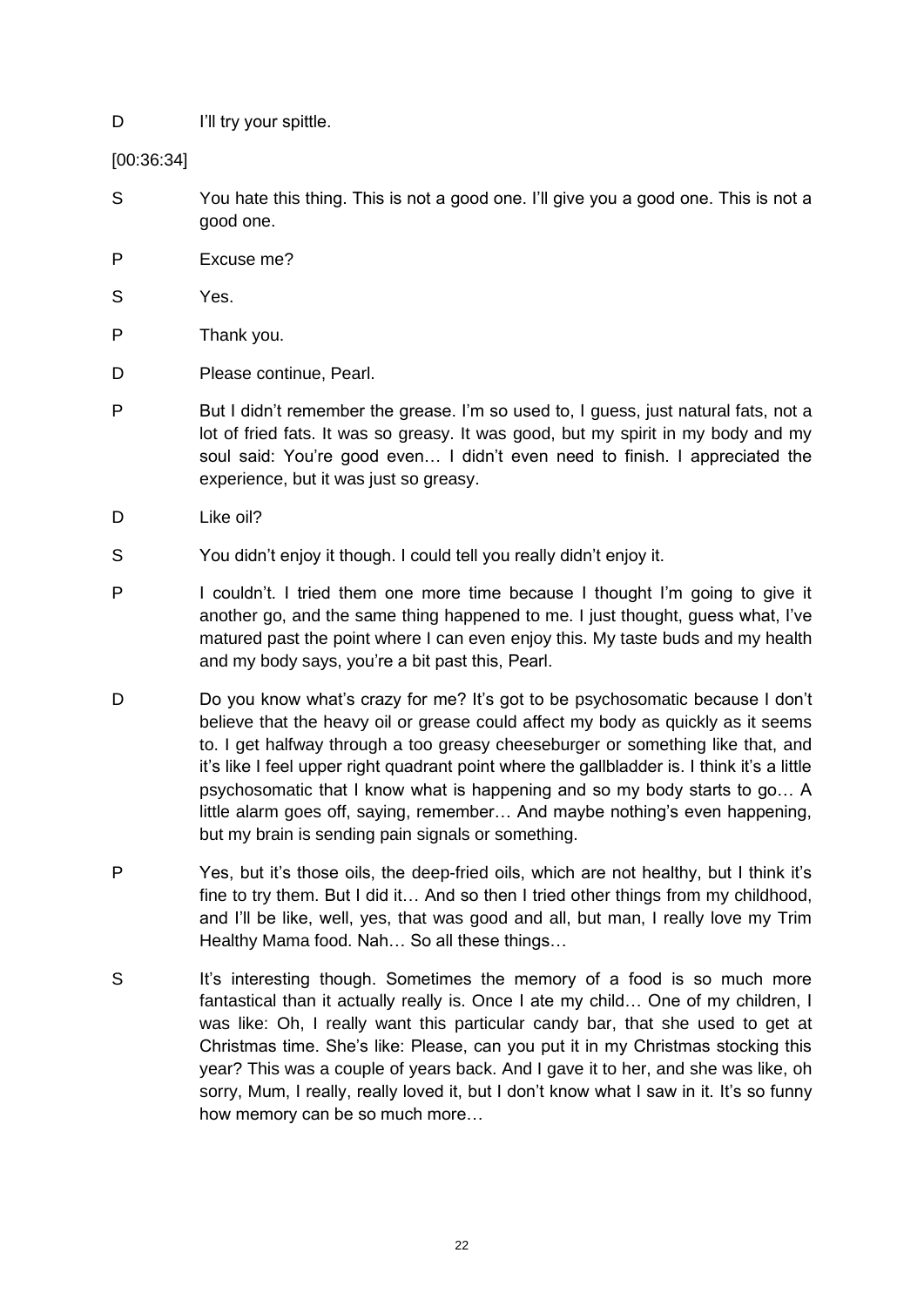D I'll try your spittle.

[00:36:34]

S You hate this thing. This is not a good one. I'll give you a good one. This is not a good one.

P Excuse me?

S Yes.

P Thank you.

D Please continue, Pearl.

P But I didn't remember the grease. I'm so used to, I guess, just natural fats, not a lot of fried fats. It was so greasy. It was good, but my spirit in my body and my soul said: You're good even… I didn't even need to finish. I appreciated the experience, but it was just so greasy.

D Like oil?

S You didn't enjoy it though. I could tell you really didn't enjoy it.

P I couldn't. I tried them one more time because I thought I'm going to give it another go, and the same thing happened to me. I just thought, guess what, I've matured past the point where I can even enjoy this. My taste buds and my health and my body says, you're a bit past this, Pearl.

D Do you know what's crazy for me? It's got to be psychosomatic because I don't believe that the heavy oil or grease could affect my body as quickly as it seems to. I get halfway through a too greasy cheeseburger or something like that, and it's like I feel upper right quadrant point where the gallbladder is. I think it's a little psychosomatic that I know what is happening and so my body starts to go… A little alarm goes off, saying, remember… And maybe nothing's even happening, but my brain is sending pain signals or something.

P Yes, but it's those oils, the deep-fried oils, which are not healthy, but I think it's fine to try them. But I did it… And so then I tried other things from my childhood, and I'll be like, well, yes, that was good and all, but man, I really love my Trim Healthy Mama food. Nah… So all these things…

S It's interesting though. Sometimes the memory of a food is so much more fantastical than it actually really is. Once I ate my child… One of my children, I was like: Oh, I really want this particular candy bar, that she used to get at Christmas time. She's like: Please, can you put it in my Christmas stocking this year? This was a couple of years back. And I gave it to her, and she was like, oh sorry, Mum, I really, really loved it, but I don't know what I saw in it. It's so funny how memory can be so much more…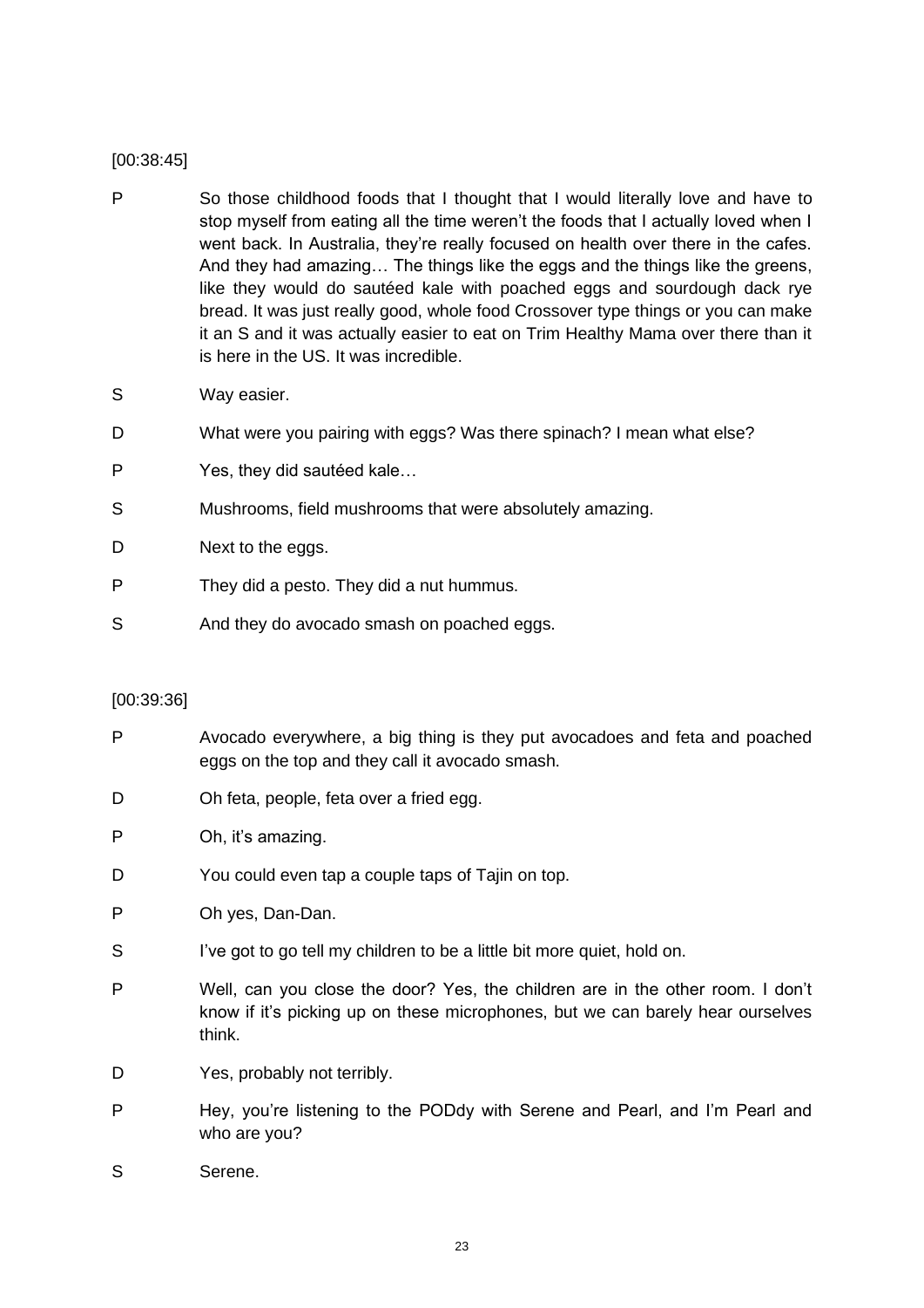[00:38:45]

P So those childhood foods that I thought that I would literally love and have to stop myself from eating all the time weren't the foods that I actually loved when I went back. In Australia, they're really focused on health over there in the cafes. And they had amazing… The things like the eggs and the things like the greens, like they would do sautéed kale with poached eggs and sourdough dack rye bread. It was just really good, whole food Crossover type things or you can make it an S and it was actually easier to eat on Trim Healthy Mama over there than it is here in the US. It was incredible.

S Way easier.

D What were you pairing with eggs? Was there spinach? I mean what else?

P Yes, they did sautéed kale…

S Mushrooms, field mushrooms that were absolutely amazing.

D Next to the eggs.

P They did a pesto. They did a nut hummus.

S And they do avocado smash on poached eggs.

[00:39:36]

P Avocado everywhere, a big thing is they put avocadoes and feta and poached eggs on the top and they call it avocado smash.

D Oh feta, people, feta over a fried egg.

P Oh, it's amazing.

D You could even tap a couple taps of Tajin on top.

P Oh yes, Dan-Dan.

S I've got to go tell my children to be a little bit more quiet, hold on.

P Well, can you close the door? Yes, the children are in the other room. I don't know if it's picking up on these microphones, but we can barely hear ourselves think.

D Yes, probably not terribly.

P Hey, you're listening to the PODdy with Serene and Pearl, and I'm Pearl and who are you?

S Serene.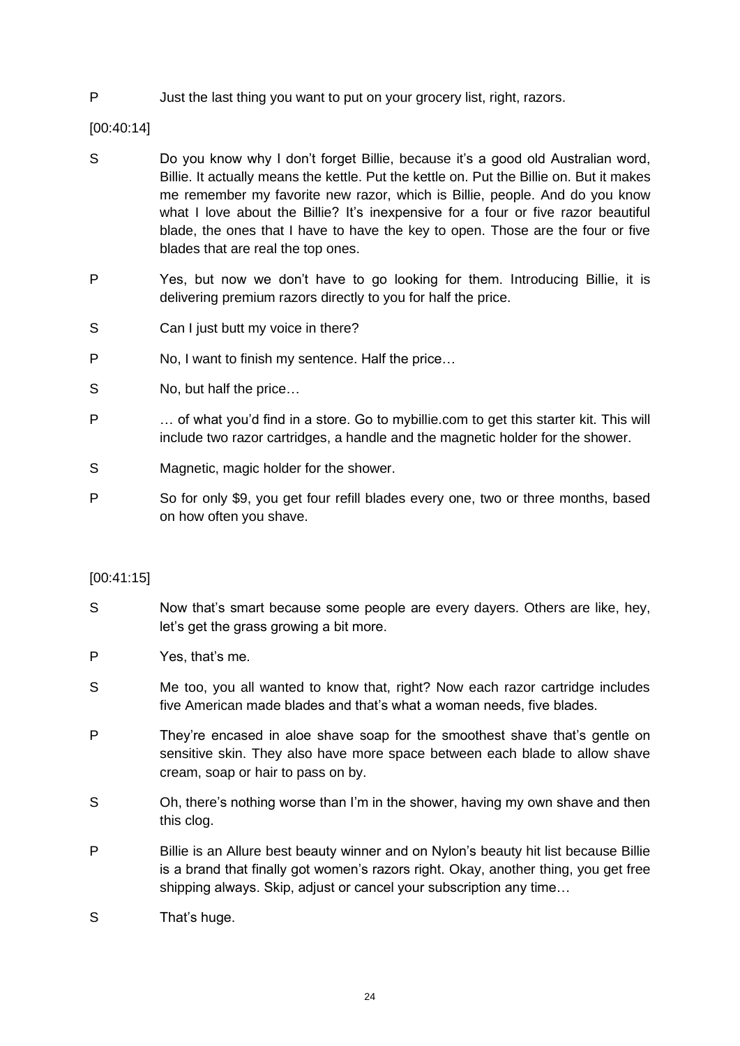P Just the last thing you want to put on your grocery list, right, razors.

[00:40:14]

S Do you know why I don't forget Billie, because it's a good old Australian word, Billie. It actually means the kettle. Put the kettle on. Put the Billie on. But it makes me remember my favorite new razor, which is Billie, people. And do you know what I love about the Billie? It's inexpensive for a four or five razor beautiful blade, the ones that I have to have the key to open. Those are the four or five blades that are real the top ones.

P Yes, but now we don't have to go looking for them. Introducing Billie, it is delivering premium razors directly to you for half the price.

S Can I just butt my voice in there?

P No, I want to finish my sentence. Half the price…

S No, but half the price…

P … of what you'd find in a store. Go to mybillie.com to get this starter kit. This will include two razor cartridges, a handle and the magnetic holder for the shower.

S Magnetic, magic holder for the shower.

P So for only $9, you get four refill blades every one, two or three months, based on how often you shave.

[00:41:15]

S Now that's smart because some people are every dayers. Others are like, hey, let's get the grass growing a bit more.

P Yes, that's me.

S Me too, you all wanted to know that, right? Now each razor cartridge includes five American made blades and that's what a woman needs, five blades.

P They're encased in aloe shave soap for the smoothest shave that's gentle on sensitive skin. They also have more space between each blade to allow shave cream, soap or hair to pass on by.

S Oh, there's nothing worse than I'm in the shower, having my own shave and then this clog.

P Billie is an Allure best beauty winner and on Nylon's beauty hit list because Billie is a brand that finally got women's razors right. Okay, another thing, you get free shipping always. Skip, adjust or cancel your subscription any time…

S That's huge.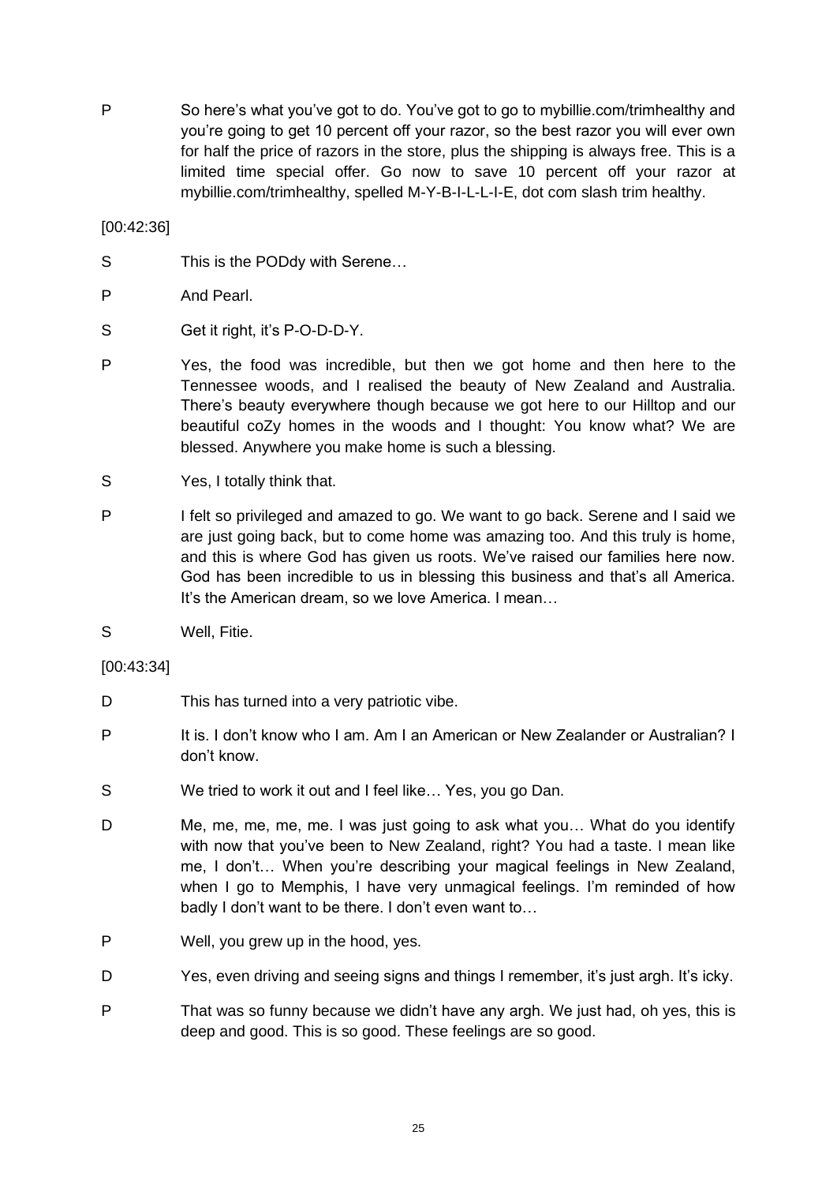P So here's what you've got to do. You've got to go to mybillie.com/trimhealthy and you're going to get 10 percent off your razor, so the best razor you will ever own for half the price of razors in the store, plus the shipping is always free. This is a limited time special offer. Go now to save 10 percent off your razor at mybillie.com/trimhealthy, spelled M-Y-B-I-L-L-I-E, dot com slash trim healthy.

[00:42:36]

S This is the PODdy with Serene…

P And Pearl.

S Get it right, it's P-O-D-D-Y.

P Yes, the food was incredible, but then we got home and then here to the Tennessee woods, and I realised the beauty of New Zealand and Australia. There's beauty everywhere though because we got here to our Hilltop and our beautiful coZy homes in the woods and I thought: You know what? We are blessed. Anywhere you make home is such a blessing.

S Yes, I totally think that.

P I felt so privileged and amazed to go. We want to go back. Serene and I said we are just going back, but to come home was amazing too. And this truly is home, and this is where God has given us roots. We've raised our families here now. God has been incredible to us in blessing this business and that's all America. It's the American dream, so we love America. I mean…

S Well, Fitie.

[00:43:34]

D This has turned into a very patriotic vibe.

P It is. I don't know who I am. Am I an American or New Zealander or Australian? I don't know.

S We tried to work it out and I feel like… Yes, you go Dan.

D Me, me, me, me, me. I was just going to ask what you… What do you identify with now that you've been to New Zealand, right? You had a taste. I mean like me, I don't… When you're describing your magical feelings in New Zealand, when I go to Memphis, I have very unmagical feelings. I'm reminded of how badly I don't want to be there. I don't even want to…

P Well, you grew up in the hood, yes.

D Yes, even driving and seeing signs and things I remember, it's just argh. It's icky.

P That was so funny because we didn't have any argh. We just had, oh yes, this is deep and good. This is so good. These feelings are so good.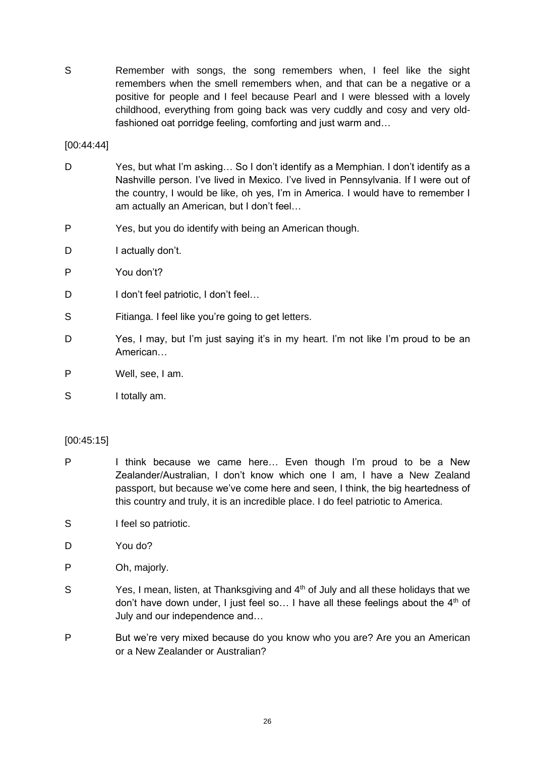S Remember with songs, the song remembers when, I feel like the sight remembers when the smell remembers when, and that can be a negative or a positive for people and I feel because Pearl and I were blessed with a lovely childhood, everything from going back was very cuddly and cosy and very old-fashioned oat porridge feeling, comforting and just warm and…

[00:44:44]

D Yes, but what I'm asking… So I don't identify as a Memphian. I don't identify as a Nashville person. I've lived in Mexico. I've lived in Pennsylvania. If I were out of the country, I would be like, oh yes, I'm in America. I would have to remember I am actually an American, but I don't feel…

P Yes, but you do identify with being an American though.

D I actually don't.

P You don't?

D I don't feel patriotic, I don't feel…

S Fitianga. I feel like you're going to get letters.

D Yes, I may, but I'm just saying it's in my heart. I'm not like I'm proud to be an American…

P Well, see, I am.

S I totally am.

[00:45:15]

P I think because we came here… Even though I'm proud to be a New Zealander/Australian, I don't know which one I am, I have a New Zealand passport, but because we've come here and seen, I think, the big heartedness of this country and truly, it is an incredible place. I do feel patriotic to America.

S I feel so patriotic.

D You do?

P Oh, majorly.

S Yes, I mean, listen, at Thanksgiving and 4th of July and all these holidays that we don't have down under, I just feel so… I have all these feelings about the 4th of July and our independence and…

P But we're very mixed because do you know who you are? Are you an American or a New Zealander or Australian?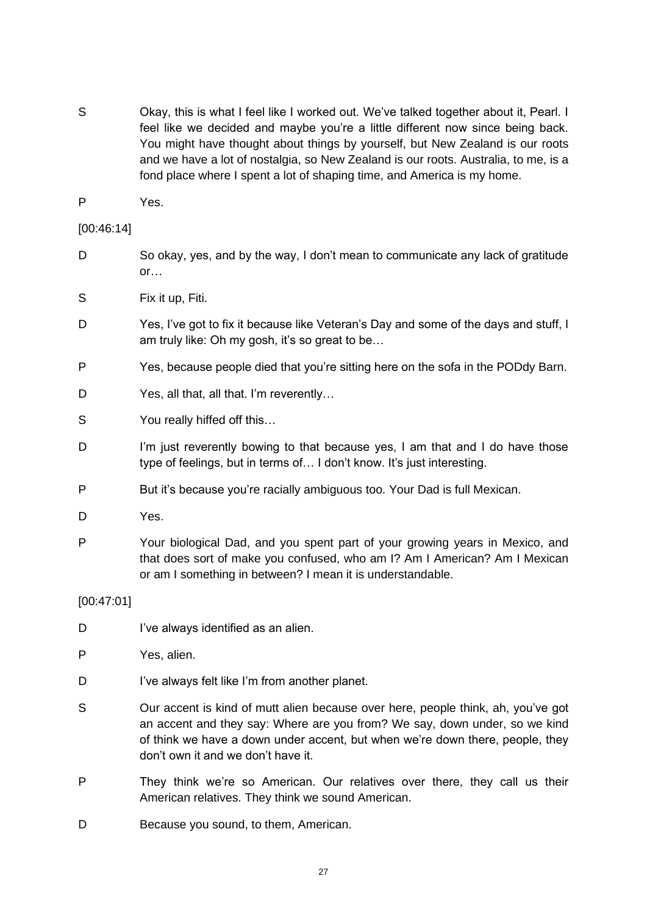S	Okay, this is what I feel like I worked out. We've talked together about it, Pearl. I feel like we decided and maybe you're a little different now since being back. You might have thought about things by yourself, but New Zealand is our roots and we have a lot of nostalgia, so New Zealand is our roots. Australia, to me, is a fond place where I spent a lot of shaping time, and America is my home.

P	Yes.

[00:46:14]

D	So okay, yes, and by the way, I don't mean to communicate any lack of gratitude or…

S	Fix it up, Fiti.

D	Yes, I've got to fix it because like Veteran's Day and some of the days and stuff, I am truly like: Oh my gosh, it's so great to be…

P	Yes, because people died that you're sitting here on the sofa in the PODdy Barn.

D	Yes, all that, all that. I'm reverently…

S	You really hiffed off this…

D	I'm just reverently bowing to that because yes, I am that and I do have those type of feelings, but in terms of… I don't know. It's just interesting.

P	But it's because you're racially ambiguous too. Your Dad is full Mexican.

D	Yes.

P	Your biological Dad, and you spent part of your growing years in Mexico, and that does sort of make you confused, who am I? Am I American? Am I Mexican or am I something in between? I mean it is understandable.

[00:47:01]

D	I've always identified as an alien.

P	Yes, alien.

D	I've always felt like I'm from another planet.

S	Our accent is kind of mutt alien because over here, people think, ah, you've got an accent and they say: Where are you from? We say, down under, so we kind of think we have a down under accent, but when we're down there, people, they don't own it and we don't have it.

P	They think we're so American. Our relatives over there, they call us their American relatives. They think we sound American.

D	Because you sound, to them, American.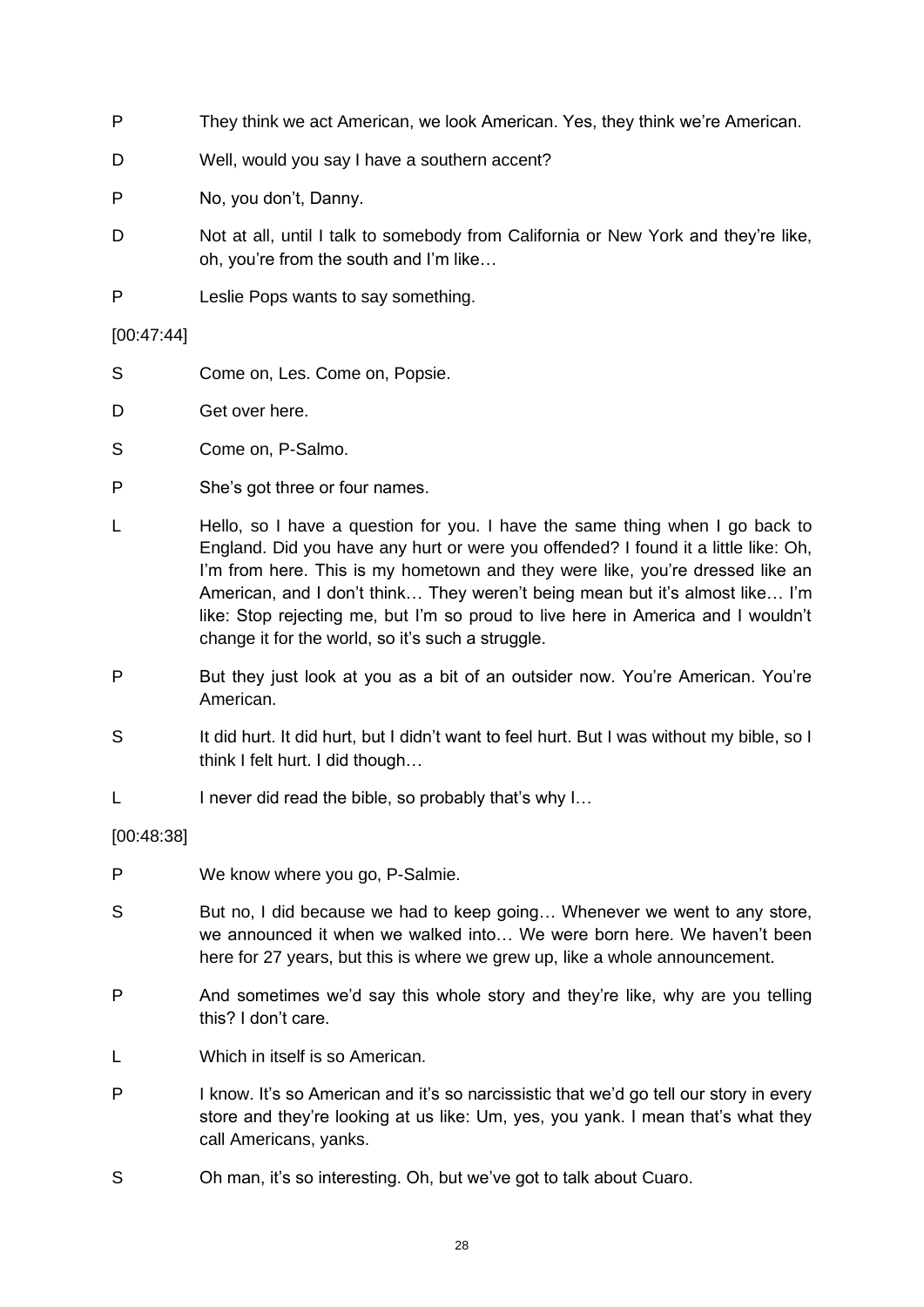P They think we act American, we look American. Yes, they think we're American.

D Well, would you say I have a southern accent?

P No, you don't, Danny.

D Not at all, until I talk to somebody from California or New York and they're like, oh, you're from the south and I'm like…

P Leslie Pops wants to say something.

[00:47:44]

S Come on, Les. Come on, Popsie.

D Get over here.

S Come on, P-Salmo.

P She's got three or four names.

L Hello, so I have a question for you. I have the same thing when I go back to England. Did you have any hurt or were you offended? I found it a little like: Oh, I'm from here. This is my hometown and they were like, you're dressed like an American, and I don't think… They weren't being mean but it's almost like… I'm like: Stop rejecting me, but I'm so proud to live here in America and I wouldn't change it for the world, so it's such a struggle.

P But they just look at you as a bit of an outsider now. You're American. You're American.

S It did hurt. It did hurt, but I didn't want to feel hurt. But I was without my bible, so I think I felt hurt. I did though…

L I never did read the bible, so probably that's why I…

[00:48:38]

P We know where you go, P-Salmie.

S But no, I did because we had to keep going… Whenever we went to any store, we announced it when we walked into… We were born here. We haven't been here for 27 years, but this is where we grew up, like a whole announcement.

P And sometimes we'd say this whole story and they're like, why are you telling this? I don't care.

L Which in itself is so American.

P I know. It's so American and it's so narcissistic that we'd go tell our story in every store and they're looking at us like: Um, yes, you yank. I mean that's what they call Americans, yanks.

S Oh man, it's so interesting. Oh, but we've got to talk about Cuaro.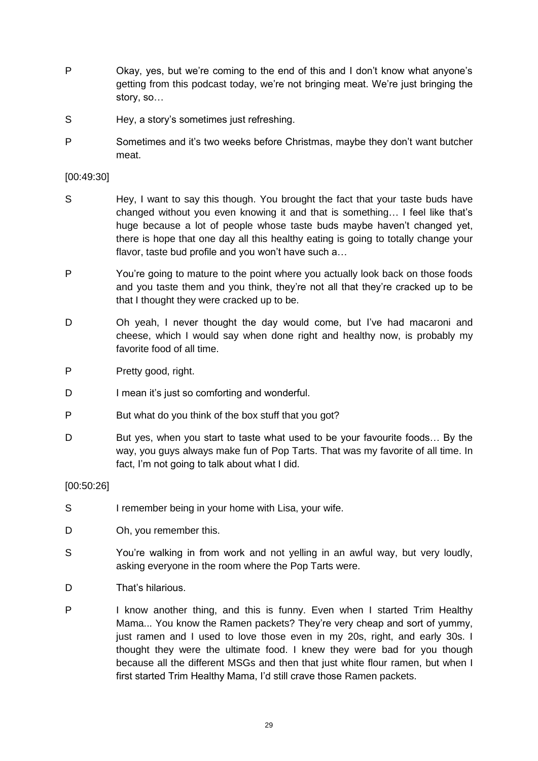P Okay, yes, but we're coming to the end of this and I don't know what anyone's getting from this podcast today, we're not bringing meat. We're just bringing the story, so…

S Hey, a story's sometimes just refreshing.

P Sometimes and it's two weeks before Christmas, maybe they don't want butcher meat.

[00:49:30]

S Hey, I want to say this though. You brought the fact that your taste buds have changed without you even knowing it and that is something… I feel like that's huge because a lot of people whose taste buds maybe haven't changed yet, there is hope that one day all this healthy eating is going to totally change your flavor, taste bud profile and you won't have such a…

P You're going to mature to the point where you actually look back on those foods and you taste them and you think, they're not all that they're cracked up to be that I thought they were cracked up to be.

D Oh yeah, I never thought the day would come, but I've had macaroni and cheese, which I would say when done right and healthy now, is probably my favorite food of all time.

P Pretty good, right.

D I mean it's just so comforting and wonderful.

P But what do you think of the box stuff that you got?

D But yes, when you start to taste what used to be your favourite foods… By the way, you guys always make fun of Pop Tarts. That was my favorite of all time. In fact, I'm not going to talk about what I did.

[00:50:26]

S I remember being in your home with Lisa, your wife.

D Oh, you remember this.

S You're walking in from work and not yelling in an awful way, but very loudly, asking everyone in the room where the Pop Tarts were.

D That's hilarious.

P I know another thing, and this is funny. Even when I started Trim Healthy Mama... You know the Ramen packets? They're very cheap and sort of yummy, just ramen and I used to love those even in my 20s, right, and early 30s. I thought they were the ultimate food. I knew they were bad for you though because all the different MSGs and then that just white flour ramen, but when I first started Trim Healthy Mama, I'd still crave those Ramen packets.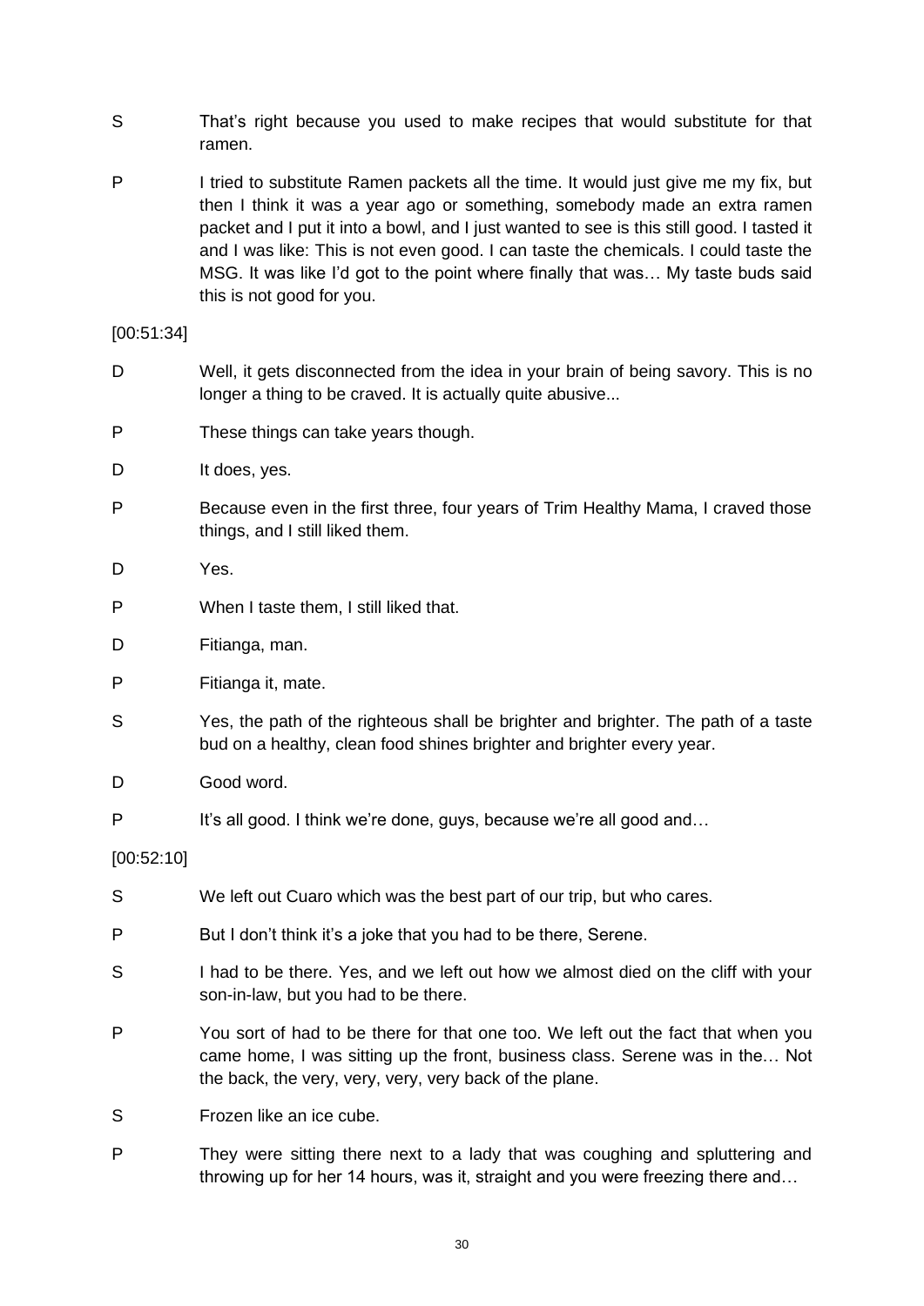S That's right because you used to make recipes that would substitute for that ramen.

P I tried to substitute Ramen packets all the time. It would just give me my fix, but then I think it was a year ago or something, somebody made an extra ramen packet and I put it into a bowl, and I just wanted to see is this still good. I tasted it and I was like: This is not even good. I can taste the chemicals. I could taste the MSG. It was like I'd got to the point where finally that was… My taste buds said this is not good for you.

[00:51:34]

D Well, it gets disconnected from the idea in your brain of being savory. This is no longer a thing to be craved. It is actually quite abusive...

P These things can take years though.

D It does, yes.

P Because even in the first three, four years of Trim Healthy Mama, I craved those things, and I still liked them.

D Yes.

P When I taste them, I still liked that.

D Fitianga, man.

P Fitianga it, mate.

S Yes, the path of the righteous shall be brighter and brighter. The path of a taste bud on a healthy, clean food shines brighter and brighter every year.

D Good word.

P It's all good. I think we're done, guys, because we're all good and…

[00:52:10]

S We left out Cuaro which was the best part of our trip, but who cares.

P But I don't think it's a joke that you had to be there, Serene.

S I had to be there. Yes, and we left out how we almost died on the cliff with your son-in-law, but you had to be there.

P You sort of had to be there for that one too. We left out the fact that when you came home, I was sitting up the front, business class. Serene was in the… Not the back, the very, very, very, very back of the plane.

S Frozen like an ice cube.

P They were sitting there next to a lady that was coughing and spluttering and throwing up for her 14 hours, was it, straight and you were freezing there and…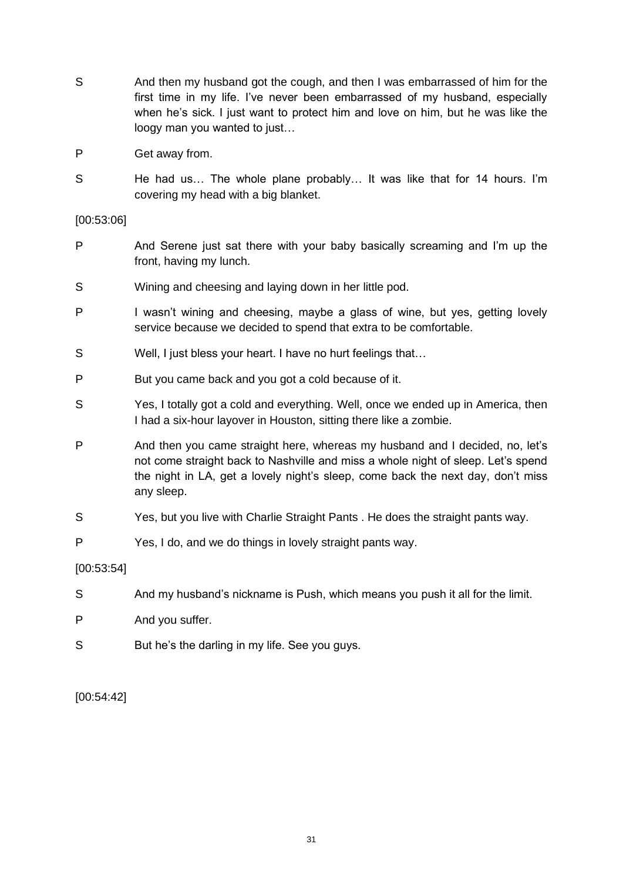S And then my husband got the cough, and then I was embarrassed of him for the first time in my life. I've never been embarrassed of my husband, especially when he's sick. I just want to protect him and love on him, but he was like the loogy man you wanted to just…

P Get away from.

S He had us… The whole plane probably… It was like that for 14 hours. I'm covering my head with a big blanket.

[00:53:06]

P And Serene just sat there with your baby basically screaming and I'm up the front, having my lunch.

S Wining and cheesing and laying down in her little pod.

P I wasn't wining and cheesing, maybe a glass of wine, but yes, getting lovely service because we decided to spend that extra to be comfortable.

S Well, I just bless your heart. I have no hurt feelings that…

P But you came back and you got a cold because of it.

S Yes, I totally got a cold and everything. Well, once we ended up in America, then I had a six-hour layover in Houston, sitting there like a zombie.

P And then you came straight here, whereas my husband and I decided, no, let's not come straight back to Nashville and miss a whole night of sleep. Let's spend the night in LA, get a lovely night's sleep, come back the next day, don't miss any sleep.

S Yes, but you live with Charlie Straight Pants . He does the straight pants way.

P Yes, I do, and we do things in lovely straight pants way.

[00:53:54]

S And my husband's nickname is Push, which means you push it all for the limit.

P And you suffer.

S But he's the darling in my life. See you guys.

[00:54:42]